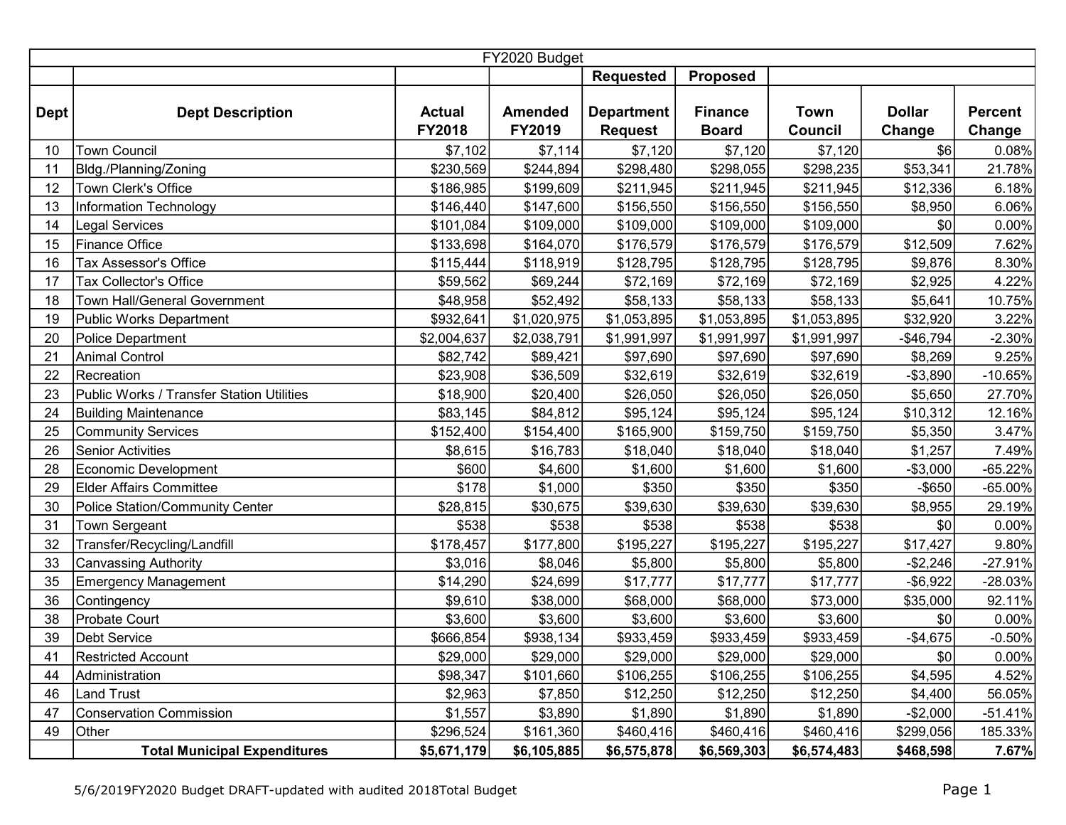| FY2020 Budget | | | | | | | | |
|---|---|---|---|---|---|---|---|---|
| | | | | Requested | Proposed | | | |
| Dept | Dept Description | Actual FY2018 | Amended FY2019 | Department Request | Finance Board | Town Council | Dollar Change | Percent Change |
| 10 | Town Council | $7,102 | $7,114 | $7,120 | $7,120 | $7,120 | $6 | 0.08% |
| 11 | Bldg./Planning/Zoning | $230,569 | $244,894 | $298,480 | $298,055 | $298,235 | $53,341 | 21.78% |
| 12 | Town Clerk's Office | $186,985 | $199,609 | $211,945 | $211,945 | $211,945 | $12,336 | 6.18% |
| 13 | Information Technology | $146,440 | $147,600 | $156,550 | $156,550 | $156,550 | $8,950 | 6.06% |
| 14 | Legal Services | $101,084 | $109,000 | $109,000 | $109,000 | $109,000 | $0 | 0.00% |
| 15 | Finance Office | $133,698 | $164,070 | $176,579 | $176,579 | $176,579 | $12,509 | 7.62% |
| 16 | Tax Assessor's Office | $115,444 | $118,919 | $128,795 | $128,795 | $128,795 | $9,876 | 8.30% |
| 17 | Tax Collector's Office | $59,562 | $69,244 | $72,169 | $72,169 | $72,169 | $2,925 | 4.22% |
| 18 | Town Hall/General Government | $48,958 | $52,492 | $58,133 | $58,133 | $58,133 | $5,641 | 10.75% |
| 19 | Public Works Department | $932,641 | $1,020,975 | $1,053,895 | $1,053,895 | $1,053,895 | $32,920 | 3.22% |
| 20 | Police Department | $2,004,637 | $2,038,791 | $1,991,997 | $1,991,997 | $1,991,997 | -$46,794 | -2.30% |
| 21 | Animal Control | $82,742 | $89,421 | $97,690 | $97,690 | $97,690 | $8,269 | 9.25% |
| 22 | Recreation | $23,908 | $36,509 | $32,619 | $32,619 | $32,619 | -$3,890 | -10.65% |
| 23 | Public Works / Transfer Station Utilities | $18,900 | $20,400 | $26,050 | $26,050 | $26,050 | $5,650 | 27.70% |
| 24 | Building Maintenance | $83,145 | $84,812 | $95,124 | $95,124 | $95,124 | $10,312 | 12.16% |
| 25 | Community Services | $152,400 | $154,400 | $165,900 | $159,750 | $159,750 | $5,350 | 3.47% |
| 26 | Senior Activities | $8,615 | $16,783 | $18,040 | $18,040 | $18,040 | $1,257 | 7.49% |
| 28 | Economic Development | $600 | $4,600 | $1,600 | $1,600 | $1,600 | -$3,000 | -65.22% |
| 29 | Elder Affairs Committee | $178 | $1,000 | $350 | $350 | $350 | -$650 | -65.00% |
| 30 | Police Station/Community Center | $28,815 | $30,675 | $39,630 | $39,630 | $39,630 | $8,955 | 29.19% |
| 31 | Town Sergeant | $538 | $538 | $538 | $538 | $538 | $0 | 0.00% |
| 32 | Transfer/Recycling/Landfill | $178,457 | $177,800 | $195,227 | $195,227 | $195,227 | $17,427 | 9.80% |
| 33 | Canvassing Authority | $3,016 | $8,046 | $5,800 | $5,800 | $5,800 | -$2,246 | -27.91% |
| 35 | Emergency Management | $14,290 | $24,699 | $17,777 | $17,777 | $17,777 | -$6,922 | -28.03% |
| 36 | Contingency | $9,610 | $38,000 | $68,000 | $68,000 | $73,000 | $35,000 | 92.11% |
| 38 | Probate Court | $3,600 | $3,600 | $3,600 | $3,600 | $3,600 | $0 | 0.00% |
| 39 | Debt Service | $666,854 | $938,134 | $933,459 | $933,459 | $933,459 | -$4,675 | -0.50% |
| 41 | Restricted Account | $29,000 | $29,000 | $29,000 | $29,000 | $29,000 | $0 | 0.00% |
| 44 | Administration | $98,347 | $101,660 | $106,255 | $106,255 | $106,255 | $4,595 | 4.52% |
| 46 | Land Trust | $2,963 | $7,850 | $12,250 | $12,250 | $12,250 | $4,400 | 56.05% |
| 47 | Conservation Commission | $1,557 | $3,890 | $1,890 | $1,890 | $1,890 | -$2,000 | -51.41% |
| 49 | Other | $296,524 | $161,360 | $460,416 | $460,416 | $460,416 | $299,056 | 185.33% |
| | **Total Municipal Expenditures** | **$5,671,179** | **$6,105,885** | **$6,575,878** | **$6,569,303** | **$6,574,483** | **$468,598** | **7.67%** |

5/6/2019FY2020 Budget DRAFT-updated with audited 2018Total Budget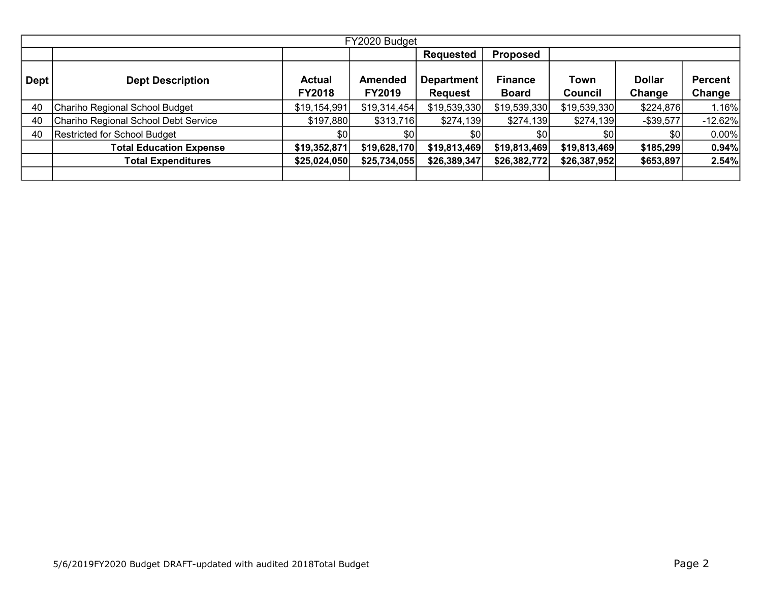| FY2020 Budget | | | | | | | | |
|---|---|---|---|---|---|---|---|---|
| | | | | **Requested** | **Proposed** | | | |
| **Dept** | **Dept Description** | **Actual FY2018** | **Amended FY2019** | **Department Request** | **Finance Board** | **Town Council** | **Dollar Change** | **Percent Change** |
| 40 | Chariho Regional School Budget | $19,154,991 | $19,314,454 | $19,539,330 | $19,539,330 | $19,539,330 | $224,876 | 1.16% |
| 40 | Chariho Regional School Debt Service | $197,880 | $313,716 | $274,139 | $274,139 | $274,139 | -$39,577 | -12.62% |
| 40 | Restricted for School Budget | $0 | $0 | $0 | $0 | $0 | $0 | 0.00% |
| | **Total Education Expense** | **$19,352,871** | **$19,628,170** | **$19,813,469** | **$19,813,469** | **$19,813,469** | **$185,299** | **0.94%** |
| | **Total Expenditures** | **$25,024,050** | **$25,734,055** | **$26,389,347** | **$26,382,772** | **$26,387,952** | **$653,897** | **2.54%** |
| | | | | | | | | |

5/6/2019FY2020 Budget DRAFT-updated with audited 2018Total Budget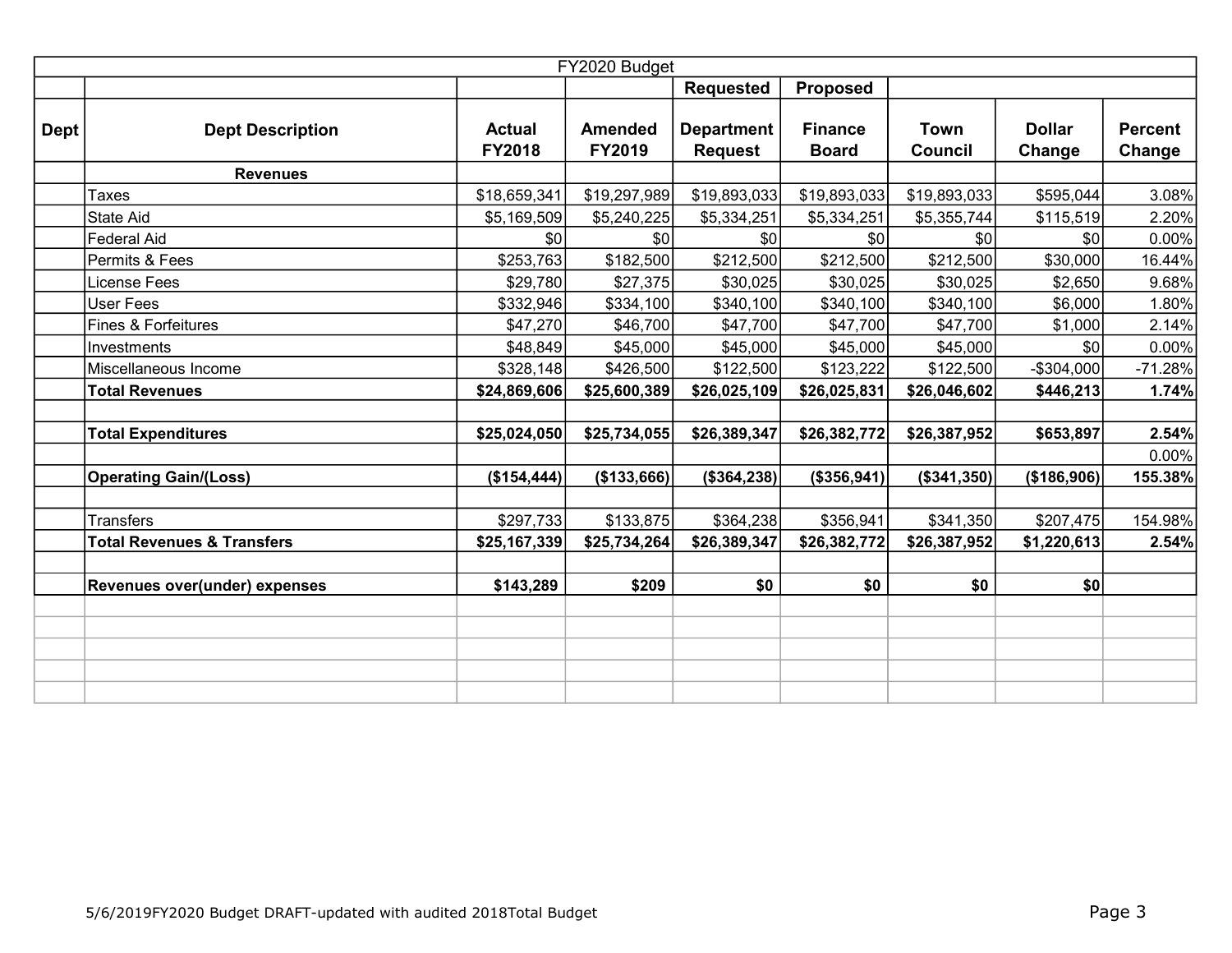| FY2020 Budget | | | | | | | | |
|---|---|---|---|---|---|---|---|---|
| | | | | Requested | Proposed | | | |
| Dept | Dept Description | Actual FY2018 | Amended FY2019 | Department Request | Finance Board | Town Council | Dollar Change | Percent Change |
| | **Revenues** | | | | | | | |
| | Taxes | $18,659,341 | $19,297,989 | $19,893,033 | $19,893,033 | $19,893,033 | $595,044 | 3.08% |
| | State Aid | $5,169,509 | $5,240,225 | $5,334,251 | $5,334,251 | $5,355,744 | $115,519 | 2.20% |
| | Federal Aid | $0 | $0 | $0 | $0 | $0 | $0 | 0.00% |
| | Permits & Fees | $253,763 | $182,500 | $212,500 | $212,500 | $212,500 | $30,000 | 16.44% |
| | License Fees | $29,780 | $27,375 | $30,025 | $30,025 | $30,025 | $2,650 | 9.68% |
| | User Fees | $332,946 | $334,100 | $340,100 | $340,100 | $340,100 | $6,000 | 1.80% |
| | Fines & Forfeitures | $47,270 | $46,700 | $47,700 | $47,700 | $47,700 | $1,000 | 2.14% |
| | Investments | $48,849 | $45,000 | $45,000 | $45,000 | $45,000 | $0 | 0.00% |
| | Miscellaneous Income | $328,148 | $426,500 | $122,500 | $123,222 | $122,500 | -$304,000 | -71.28% |
| | **Total Revenues** | **$24,869,606** | **$25,600,389** | **$26,025,109** | **$26,025,831** | **$26,046,602** | **$446,213** | **1.74%** |
| | | | | | | | | |
| | **Total Expenditures** | **$25,024,050** | **$25,734,055** | **$26,389,347** | **$26,382,772** | **$26,387,952** | **$653,897** | **2.54%** |
| | | | | | | | | 0.00% |
| | **Operating Gain/(Loss)** | **($154,444)** | **($133,666)** | **($364,238)** | **($356,941)** | **($341,350)** | **($186,906)** | **155.38%** |
| | | | | | | | | |
| | Transfers | $297,733 | $133,875 | $364,238 | $356,941 | $341,350 | $207,475 | 154.98% |
| | **Total Revenues & Transfers** | **$25,167,339** | **$25,734,264** | **$26,389,347** | **$26,382,772** | **$26,387,952** | **$1,220,613** | **2.54%** |
| | | | | | | | | |
| | **Revenues over(under) expenses** | **$143,289** | **$209** | **$0** | **$0** | **$0** | **$0** | |

5/6/2019FY2020 Budget DRAFT-updated with audited 2018Total Budget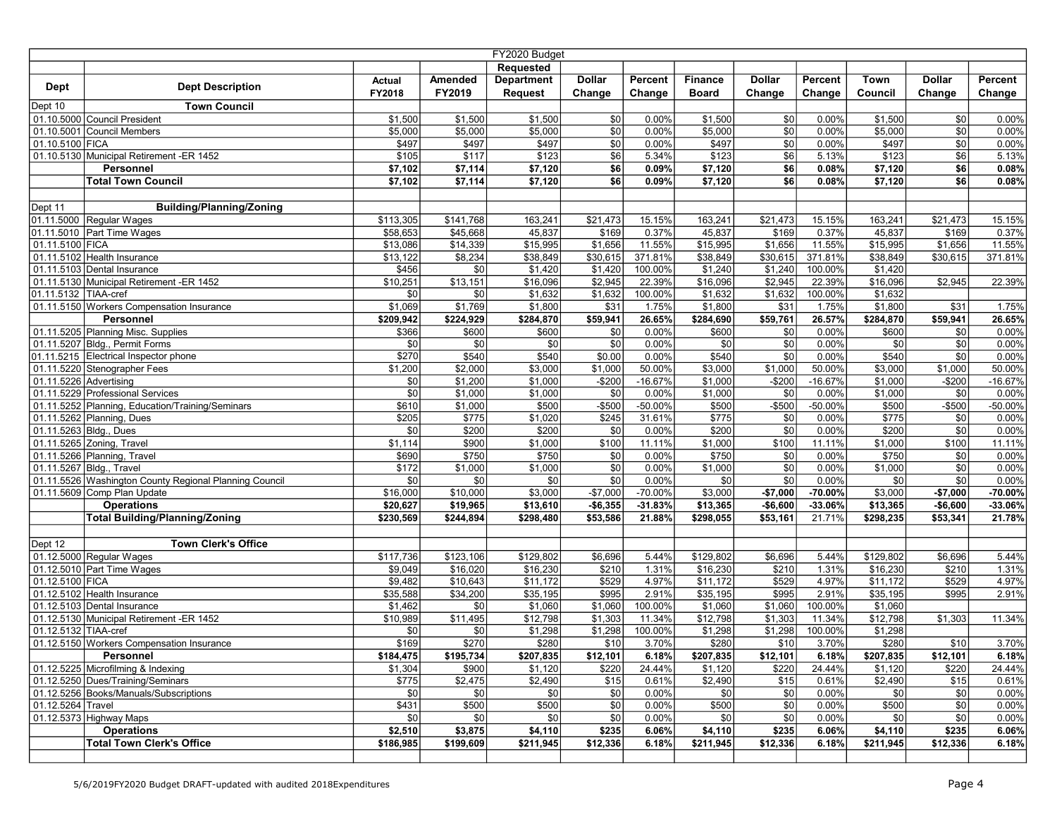| | | | | FY2020 Budget | | | | | | | | |
|---|---|---|---|---|---|---|---|---|---|---|---|---|
| | | | | Requested | | | | | | | | |
| Dept | Dept Description | Actual FY2018 | Amended FY2019 | Department Request | Dollar Change | Percent Change | Finance Board | Dollar Change | Percent Change | Town Council | Dollar Change | Percent Change |
| Dept 10 | **Town Council** | | | | | | | | | | | |
| 01.10.5000 | Council President | $1,500 | $1,500 | $1,500 | $0 | 0.00% | $1,500 | $0 | 0.00% | $1,500 | $0 | 0.00% |
| 01.10.5001 | Council Members | $5,000 | $5,000 | $5,000 | $0 | 0.00% | $5,000 | $0 | 0.00% | $5,000 | $0 | 0.00% |
| 01.10.5100 | FICA | $497 | $497 | $497 | $0 | 0.00% | $497 | $0 | 0.00% | $497 | $0 | 0.00% |
| 01.10.5130 | Municipal Retirement -ER 1452 | $105 | $117 | $123 | $6 | 5.34% | $123 | $6 | 5.13% | $123 | $6 | 5.13% |
| | **Personnel** | **$7,102** | **$7,114** | **$7,120** | **$6** | **0.09%** | **$7,120** | **$6** | **0.08%** | **$7,120** | **$6** | **0.08%** |
| | **Total Town Council** | **$7,102** | **$7,114** | **$7,120** | **$6** | **0.09%** | **$7,120** | **$6** | **0.08%** | **$7,120** | **$6** | **0.08%** |
| | | | | | | | | | | | | |
| Dept 11 | **Building/Planning/Zoning** | | | | | | | | | | | |
| 01.11.5000 | Regular Wages | $113,305 | $141,768 | 163,241 | $21,473 | 15.15% | 163,241 | $21,473 | 15.15% | 163,241 | $21,473 | 15.15% |
| 01.11.5010 | Part Time Wages | $58,653 | $45,668 | 45,837 | $169 | 0.37% | 45,837 | $169 | 0.37% | 45,837 | $169 | 0.37% |
| 01.11.5100 | FICA | $13,086 | $14,339 | $15,995 | $1,656 | 11.55% | $15,995 | $1,656 | 11.55% | $15,995 | $1,656 | 11.55% |
| 01.11.5102 | Health Insurance | $13,122 | $8,234 | $38,849 | $30,615 | 371.81% | $38,849 | $30,615 | 371.81% | $38,849 | $30,615 | 371.81% |
| 01.11.5103 | Dental Insurance | $456 | $0 | $1,420 | $1,420 | 100.00% | $1,240 | $1,240 | 100.00% | $1,420 | | |
| 01.11.5130 | Municipal Retirement -ER 1452 | $10,251 | $13,151 | $16,096 | $2,945 | 22.39% | $16,096 | $2,945 | 22.39% | $16,096 | $2,945 | 22.39% |
| 01.11.5132 | TIAA-cref | $0 | $0 | $1,632 | $1,632 | 100.00% | $1,632 | $1,632 | 100.00% | $1,632 | | |
| 01.11.5150 | Workers Compensation Insurance | $1,069 | $1,769 | $1,800 | $31 | 1.75% | $1,800 | $31 | 1.75% | $1,800 | $31 | 1.75% |
| | **Personnel** | **$209,942** | **$224,929** | **$284,870** | **$59,941** | **26.65%** | **$284,690** | **$59,761** | **26.57%** | **$284,870** | **$59,941** | **26.65%** |
| 01.11.5205 | Planning Misc. Supplies | $366 | $600 | $600 | $0 | 0.00% | $600 | $0 | 0.00% | $600 | $0 | 0.00% |
| 01.11.5207 | Bldg., Permit Forms | $0 | $0 | $0 | $0 | 0.00% | $0 | $0 | 0.00% | $0 | $0 | 0.00% |
| 01.11.5215 | Electrical Inspector phone | $270 | $540 | $540 | $0.00 | 0.00% | $540 | $0 | 0.00% | $540 | $0 | 0.00% |
| 01.11.5220 | Stenographer Fees | $1,200 | $2,000 | $3,000 | $1,000 | 50.00% | $3,000 | $1,000 | 50.00% | $3,000 | $1,000 | 50.00% |
| 01.11.5226 | Advertising | $0 | $1,200 | $1,000 | -$200 | -16.67% | $1,000 | -$200 | -16.67% | $1,000 | -$200 | -16.67% |
| 01.11.5229 | Professional Services | $0 | $1,000 | $1,000 | $0 | 0.00% | $1,000 | $0 | 0.00% | $1,000 | $0 | 0.00% |
| 01.11.5252 | Planning, Education/Training/Seminars | $610 | $1,000 | $500 | -$500 | -50.00% | $500 | -$500 | -50.00% | $500 | -$500 | -50.00% |
| 01.11.5262 | Planning, Dues | $205 | $775 | $1,020 | $245 | 31.61% | $775 | $0 | 0.00% | $775 | $0 | 0.00% |
| 01.11.5263 | Bldg., Dues | $0 | $200 | $200 | $0 | 0.00% | $200 | $0 | 0.00% | $200 | $0 | 0.00% |
| 01.11.5265 | Zoning, Travel | $1,114 | $900 | $1,000 | $100 | 11.11% | $1,000 | $100 | 11.11% | $1,000 | $100 | 11.11% |
| 01.11.5266 | Planning, Travel | $690 | $750 | $750 | $0 | 0.00% | $750 | $0 | 0.00% | $750 | $0 | 0.00% |
| 01.11.5267 | Bldg., Travel | $172 | $1,000 | $1,000 | $0 | 0.00% | $1,000 | $0 | 0.00% | $1,000 | $0 | 0.00% |
| 01.11.5526 | Washington County Regional Planning Council | $0 | $0 | $0 | $0 | 0.00% | $0 | $0 | 0.00% | $0 | $0 | 0.00% |
| 01.11.5609 | Comp Plan Update | $16,000 | $10,000 | $3,000 | -$7,000 | -70.00% | $3,000 | **-$7,000** | **-70.00%** | $3,000 | **-$7,000** | **-70.00%** |
| | **Operations** | **$20,627** | **$19,965** | **$13,610** | **-$6,355** | **-31.83%** | **$13,365** | **-$6,600** | **-33.06%** | **$13,365** | **-$6,600** | **-33.06%** |
| | **Total Building/Planning/Zoning** | **$230,569** | **$244,894** | **$298,480** | **$53,586** | **21.88%** | **$298,055** | **$53,161** | 21.71% | **$298,235** | **$53,341** | **21.78%** |
| | | | | | | | | | | | | |
| Dept 12 | **Town Clerk's Office** | | | | | | | | | | | |
| 01.12.5000 | Regular Wages | $117,736 | $123,106 | $129,802 | $6,696 | 5.44% | $129,802 | $6,696 | 5.44% | $129,802 | $6,696 | 5.44% |
| 01.12.5010 | Part Time Wages | $9,049 | $16,020 | $16,230 | $210 | 1.31% | $16,230 | $210 | 1.31% | $16,230 | $210 | 1.31% |
| 01.12.5100 | FICA | $9,482 | $10,643 | $11,172 | $529 | 4.97% | $11,172 | $529 | 4.97% | $11,172 | $529 | 4.97% |
| 01.12.5102 | Health Insurance | $35,588 | $34,200 | $35,195 | $995 | 2.91% | $35,195 | $995 | 2.91% | $35,195 | $995 | 2.91% |
| 01.12.5103 | Dental Insurance | $1,462 | $0 | $1,060 | $1,060 | 100.00% | $1,060 | $1,060 | 100.00% | $1,060 | | |
| 01.12.5130 | Municipal Retirement -ER 1452 | $10,989 | $11,495 | $12,798 | $1,303 | 11.34% | $12,798 | $1,303 | 11.34% | $12,798 | $1,303 | 11.34% |
| 01.12.5132 | TIAA-cref | $0 | $0 | $1,298 | $1,298 | 100.00% | $1,298 | $1,298 | 100.00% | $1,298 | | |
| 01.12.5150 | Workers Compensation Insurance | $169 | $270 | $280 | $10 | 3.70% | $280 | $10 | 3.70% | $280 | $10 | 3.70% |
| | **Personnel** | **$184,475** | **$195,734** | **$207,835** | **$12,101** | **6.18%** | **$207,835** | **$12,101** | **6.18%** | **$207,835** | **$12,101** | **6.18%** |
| 01.12.5225 | Microfilming & Indexing | $1,304 | $900 | $1,120 | $220 | 24.44% | $1,120 | $220 | 24.44% | $1,120 | $220 | 24.44% |
| 01.12.5250 | Dues/Training/Seminars | $775 | $2,475 | $2,490 | $15 | 0.61% | $2,490 | $15 | 0.61% | $2,490 | $15 | 0.61% |
| 01.12.5256 | Books/Manuals/Subscriptions | $0 | $0 | $0 | $0 | 0.00% | $0 | $0 | 0.00% | $0 | $0 | 0.00% |
| 01.12.5264 | Travel | $431 | $500 | $500 | $0 | 0.00% | $500 | $0 | 0.00% | $500 | $0 | 0.00% |
| 01.12.5373 | Highway Maps | $0 | $0 | $0 | $0 | 0.00% | $0 | $0 | 0.00% | $0 | $0 | 0.00% |
| | **Operations** | **$2,510** | **$3,875** | **$4,110** | **$235** | **6.06%** | **$4,110** | **$235** | **6.06%** | **$4,110** | **$235** | **6.06%** |
| | **Total Town Clerk's Office** | **$186,985** | **$199,609** | **$211,945** | **$12,336** | **6.18%** | **$211,945** | **$12,336** | **6.18%** | **$211,945** | **$12,336** | **6.18%** |

5/6/2019FY2020 Budget DRAFT-updated with audited 2018Expenditures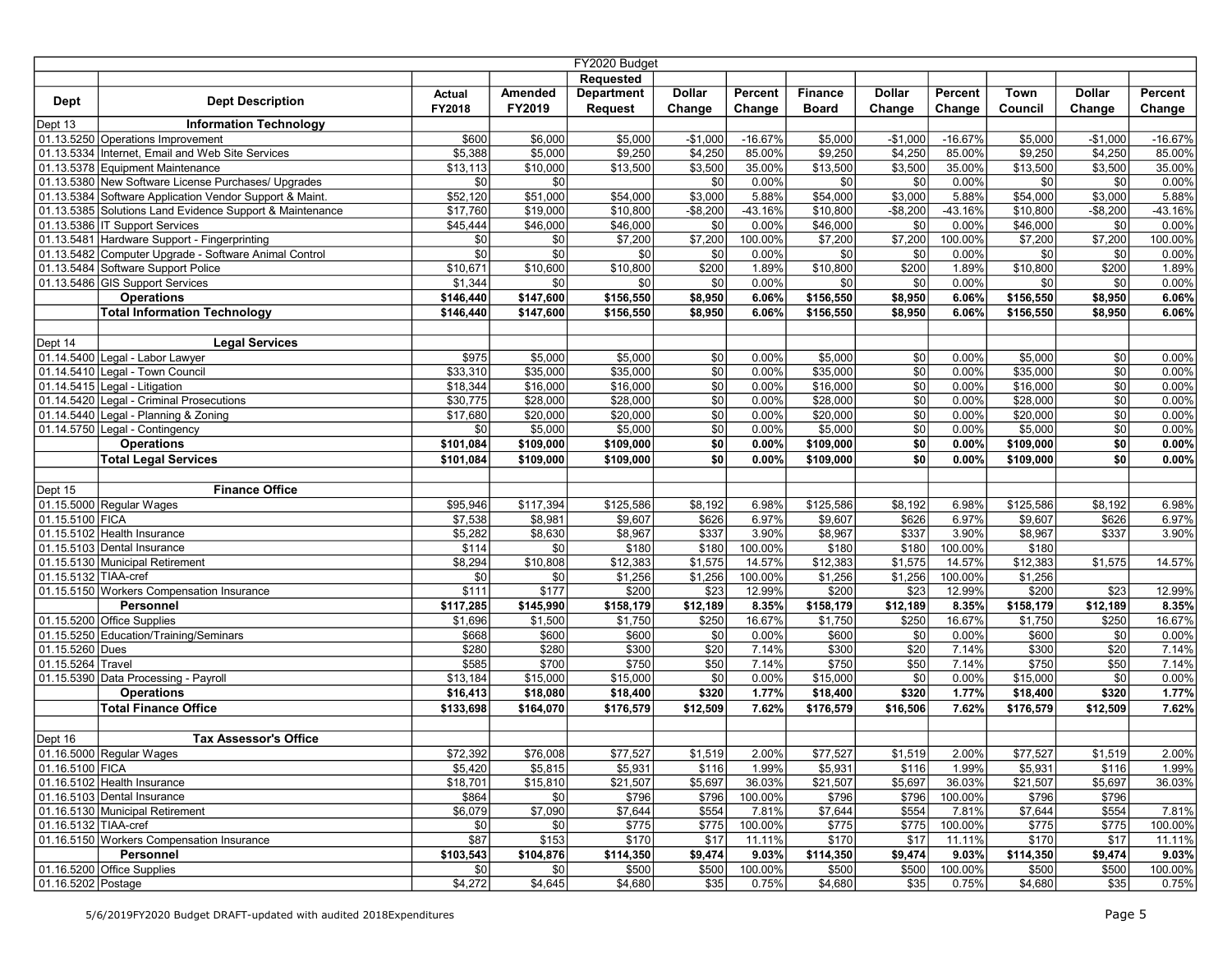| | | | | FY2020 Budget | | | | | | | | |
|---|---|---|---|---|---|---|---|---|---|---|---|---|
| | | | | Requested | | | | | | | | |
| Dept | Dept Description | Actual FY2018 | Amended FY2019 | Department Request | Dollar Change | Percent Change | Finance Board | Dollar Change | Percent Change | Town Council | Dollar Change | Percent Change |
| Dept 13 | **Information Technology** | | | | | | | | | | | |
| 01.13.5250 | Operations Improvement | $600 | $6,000 | $5,000 | -$1,000 | -16.67% | $5,000 | -$1,000 | -16.67% | $5,000 | -$1,000 | -16.67% |
| 01.13.5334 | Internet, Email and Web Site Services | $5,388 | $5,000 | $9,250 | $4,250 | 85.00% | $9,250 | $4,250 | 85.00% | $9,250 | $4,250 | 85.00% |
| 01.13.5378 | Equipment Maintenance | $13,113 | $10,000 | $13,500 | $3,500 | 35.00% | $13,500 | $3,500 | 35.00% | $13,500 | $3,500 | 35.00% |
| 01.13.5380 | New Software License Purchases/ Upgrades | $0 | $0 | | $0 | 0.00% | $0 | $0 | 0.00% | $0 | $0 | 0.00% |
| 01.13.5384 | Software Application Vendor Support & Maint. | $52,120 | $51,000 | $54,000 | $3,000 | 5.88% | $54,000 | $3,000 | 5.88% | $54,000 | $3,000 | 5.88% |
| 01.13.5385 | Solutions Land Evidence Support & Maintenance | $17,760 | $19,000 | $10,800 | -$8,200 | -43.16% | $10,800 | -$8,200 | -43.16% | $10,800 | -$8,200 | -43.16% |
| 01.13.5386 | IT Support Services | $45,444 | $46,000 | $46,000 | $0 | 0.00% | $46,000 | $0 | 0.00% | $46,000 | $0 | 0.00% |
| 01.13.5481 | Hardware Support - Fingerprinting | $0 | $0 | $7,200 | $7,200 | 100.00% | $7,200 | $7,200 | 100.00% | $7,200 | $7,200 | 100.00% |
| 01.13.5482 | Computer Upgrade - Software Animal Control | $0 | $0 | $0 | $0 | 0.00% | $0 | $0 | 0.00% | $0 | $0 | 0.00% |
| 01.13.5484 | Software Support Police | $10,671 | $10,600 | $10,800 | $200 | 1.89% | $10,800 | $200 | 1.89% | $10,800 | $200 | 1.89% |
| 01.13.5486 | GIS Support Services | $1,344 | $0 | $0 | $0 | 0.00% | $0 | $0 | 0.00% | $0 | $0 | 0.00% |
| | **Operations** | **$146,440** | **$147,600** | **$156,550** | **$8,950** | **6.06%** | **$156,550** | **$8,950** | **6.06%** | **$156,550** | **$8,950** | **6.06%** |
| | **Total Information Technology** | **$146,440** | **$147,600** | **$156,550** | **$8,950** | **6.06%** | **$156,550** | **$8,950** | **6.06%** | **$156,550** | **$8,950** | **6.06%** |
| | | | | | | | | | | | | |
| Dept 14 | **Legal Services** | | | | | | | | | | | |
| 01.14.5400 | Legal - Labor Lawyer | $975 | $5,000 | $5,000 | $0 | 0.00% | $5,000 | $0 | 0.00% | $5,000 | $0 | 0.00% |
| 01.14.5410 | Legal - Town Council | $33,310 | $35,000 | $35,000 | $0 | 0.00% | $35,000 | $0 | 0.00% | $35,000 | $0 | 0.00% |
| 01.14.5415 | Legal - Litigation | $18,344 | $16,000 | $16,000 | $0 | 0.00% | $16,000 | $0 | 0.00% | $16,000 | $0 | 0.00% |
| 01.14.5420 | Legal - Criminal Prosecutions | $30,775 | $28,000 | $28,000 | $0 | 0.00% | $28,000 | $0 | 0.00% | $28,000 | $0 | 0.00% |
| 01.14.5440 | Legal - Planning & Zoning | $17,680 | $20,000 | $20,000 | $0 | 0.00% | $20,000 | $0 | 0.00% | $20,000 | $0 | 0.00% |
| 01.14.5750 | Legal - Contingency | $0 | $5,000 | $5,000 | $0 | 0.00% | $5,000 | $0 | 0.00% | $5,000 | $0 | 0.00% |
| | **Operations** | **$101,084** | **$109,000** | **$109,000** | **$0** | **0.00%** | **$109,000** | **$0** | **0.00%** | **$109,000** | **$0** | **0.00%** |
| | **Total Legal Services** | **$101,084** | **$109,000** | **$109,000** | **$0** | **0.00%** | **$109,000** | **$0** | **0.00%** | **$109,000** | **$0** | **0.00%** |
| | | | | | | | | | | | | |
| Dept 15 | **Finance Office** | | | | | | | | | | | |
| 01.15.5000 | Regular Wages | $95,946 | $117,394 | $125,586 | $8,192 | 6.98% | $125,586 | $8,192 | 6.98% | $125,586 | $8,192 | 6.98% |
| 01.15.5100 | FICA | $7,538 | $8,981 | $9,607 | $626 | 6.97% | $9,607 | $626 | 6.97% | $9,607 | $626 | 6.97% |
| 01.15.5102 | Health Insurance | $5,282 | $8,630 | $8,967 | $337 | 3.90% | $8,967 | $337 | 3.90% | $8,967 | $337 | 3.90% |
| 01.15.5103 | Dental Insurance | $114 | $0 | $180 | $180 | 100.00% | $180 | $180 | 100.00% | $180 | | |
| 01.15.5130 | Municipal Retirement | $8,294 | $10,808 | $12,383 | $1,575 | 14.57% | $12,383 | $1,575 | 14.57% | $12,383 | $1,575 | 14.57% |
| 01.15.5132 | TIAA-cref | $0 | $0 | $1,256 | $1,256 | 100.00% | $1,256 | $1,256 | 100.00% | $1,256 | | |
| 01.15.5150 | Workers Compensation Insurance | $111 | $177 | $200 | $23 | 12.99% | $200 | $23 | 12.99% | $200 | $23 | 12.99% |
| | **Personnel** | **$117,285** | **$145,990** | **$158,179** | **$12,189** | **8.35%** | **$158,179** | **$12,189** | **8.35%** | **$158,179** | **$12,189** | **8.35%** |
| 01.15.5200 | Office Supplies | $1,696 | $1,500 | $1,750 | $250 | 16.67% | $1,750 | $250 | 16.67% | $1,750 | $250 | 16.67% |
| 01.15.5250 | Education/Training/Seminars | $668 | $600 | $600 | $0 | 0.00% | $600 | $0 | 0.00% | $600 | $0 | 0.00% |
| 01.15.5260 | Dues | $280 | $280 | $300 | $20 | 7.14% | $300 | $20 | 7.14% | $300 | $20 | 7.14% |
| 01.15.5264 | Travel | $585 | $700 | $750 | $50 | 7.14% | $750 | $50 | 7.14% | $750 | $50 | 7.14% |
| 01.15.5390 | Data Processing - Payroll | $13,184 | $15,000 | $15,000 | $0 | 0.00% | $15,000 | $0 | 0.00% | $15,000 | $0 | 0.00% |
| | **Operations** | **$16,413** | **$18,080** | **$18,400** | **$320** | **1.77%** | **$18,400** | **$320** | **1.77%** | **$18,400** | **$320** | **1.77%** |
| | **Total Finance Office** | **$133,698** | **$164,070** | **$176,579** | **$12,509** | **7.62%** | **$176,579** | **$16,506** | **7.62%** | **$176,579** | **$12,509** | **7.62%** |
| | | | | | | | | | | | | |
| Dept 16 | **Tax Assessor's Office** | | | | | | | | | | | |
| 01.16.5000 | Regular Wages | $72,392 | $76,008 | $77,527 | $1,519 | 2.00% | $77,527 | $1,519 | 2.00% | $77,527 | $1,519 | 2.00% |
| 01.16.5100 | FICA | $5,420 | $5,815 | $5,931 | $116 | 1.99% | $5,931 | $116 | 1.99% | $5,931 | $116 | 1.99% |
| 01.16.5102 | Health Insurance | $18,701 | $15,810 | $21,507 | $5,697 | 36.03% | $21,507 | $5,697 | 36.03% | $21,507 | $5,697 | 36.03% |
| 01.16.5103 | Dental Insurance | $864 | $0 | $796 | $796 | 100.00% | $796 | $796 | 100.00% | $796 | $796 | |
| 01.16.5130 | Municipal Retirement | $6,079 | $7,090 | $7,644 | $554 | 7.81% | $7,644 | $554 | 7.81% | $7,644 | $554 | 7.81% |
| 01.16.5132 | TIAA-cref | $0 | $0 | $775 | $775 | 100.00% | $775 | $775 | 100.00% | $775 | $775 | 100.00% |
| 01.16.5150 | Workers Compensation Insurance | $87 | $153 | $170 | $17 | 11.11% | $170 | $17 | 11.11% | $170 | $17 | 11.11% |
| | **Personnel** | **$103,543** | **$104,876** | **$114,350** | **$9,474** | **9.03%** | **$114,350** | **$9,474** | **9.03%** | **$114,350** | **$9,474** | **9.03%** |
| 01.16.5200 | Office Supplies | $0 | $0 | $500 | $500 | 100.00% | $500 | $500 | 100.00% | $500 | $500 | 100.00% |
| 01.16.5202 | Postage | $4,272 | $4,645 | $4,680 | $35 | 0.75% | $4,680 | $35 | 0.75% | $4,680 | $35 | 0.75% |

5/6/2019FY2020 Budget DRAFT-updated with audited 2018Expenditures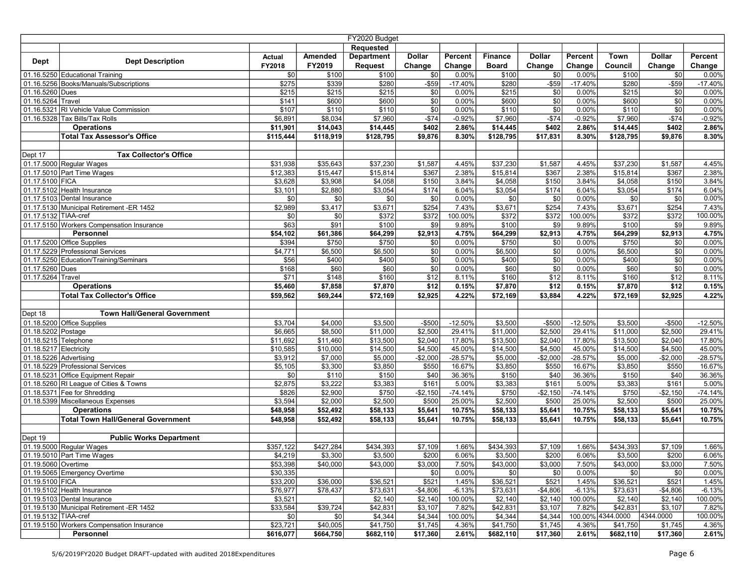| | | | | FY2020 Budget | | | | | | | | |
|---|---|---|---|---|---|---|---|---|---|---|---|---|
| | | | | Requested | | | | | | | | |
| Dept | Dept Description | Actual FY2018 | Amended FY2019 | Department Request | Dollar Change | Percent Change | Finance Board | Dollar Change | Percent Change | Town Council | Dollar Change | Percent Change |
| 01.16.5250 | Educational Training | $0 | $100 | $100 | $0 | 0.00% | $100 | $0 | 0.00% | $100 | $0 | 0.00% |
| 01.16.5256 | Books/Manuals/Subscriptions | $275 | $339 | $280 | -$59 | -17.40% | $280 | -$59 | -17.40% | $280 | -$59 | -17.40% |
| 01.16.5260 | Dues | $215 | $215 | $215 | $0 | 0.00% | $215 | $0 | 0.00% | $215 | $0 | 0.00% |
| 01.16.5264 | Travel | $141 | $600 | $600 | $0 | 0.00% | $600 | $0 | 0.00% | $600 | $0 | 0.00% |
| 01.16.5321 | RI Vehicle Value Commission | $107 | $110 | $110 | $0 | 0.00% | $110 | $0 | 0.00% | $110 | $0 | 0.00% |
| 01.16.5328 | Tax Bills/Tax Rolls | $6,891 | $8,034 | $7,960 | -$74 | -0.92% | $7,960 | -$74 | -0.92% | $7,960 | -$74 | -0.92% |
| | **Operations** | **$11,901** | **$14,043** | **$14,445** | **$402** | **2.86%** | **$14,445** | **$402** | **2.86%** | **$14,445** | **$402** | **2.86%** |
| | **Total Tax Assessor's Office** | **$115,444** | **$118,919** | **$128,795** | **$9,876** | **8.30%** | **$128,795** | **$17,831** | **8.30%** | **$128,795** | **$9,876** | **8.30%** |
| | | | | | | | | | | | | |
| Dept 17 | **Tax Collector's Office** | | | | | | | | | | | |
| 01.17.5000 | Regular Wages | $31,938 | $35,643 | $37,230 | $1,587 | 4.45% | $37,230 | $1,587 | 4.45% | $37,230 | $1,587 | 4.45% |
| 01.17.5010 | Part Time Wages | $12,383 | $15,447 | $15,814 | $367 | 2.38% | $15,814 | $367 | 2.38% | $15,814 | $367 | 2.38% |
| 01.17.5100 | FICA | $3,628 | $3,908 | $4,058 | $150 | 3.84% | $4,058 | $150 | 3.84% | $4,058 | $150 | 3.84% |
| 01.17.5102 | Health Insurance | $3,101 | $2,880 | $3,054 | $174 | 6.04% | $3,054 | $174 | 6.04% | $3,054 | $174 | 6.04% |
| 01.17.5103 | Dental Insurance | $0 | $0 | $0 | $0 | 0.00% | $0 | $0 | 0.00% | $0 | $0 | 0.00% |
| 01.17.5130 | Municipal Retirement -ER 1452 | $2,989 | $3,417 | $3,671 | $254 | 7.43% | $3,671 | $254 | 7.43% | $3,671 | $254 | 7.43% |
| 01.17.5132 | TIAA-cref | $0 | $0 | $372 | $372 | 100.00% | $372 | $372 | 100.00% | $372 | $372 | 100.00% |
| 01.17.5150 | Workers Compensation Insurance | $63 | $91 | $100 | $9 | 9.89% | $100 | $9 | 9.89% | $100 | $9 | 9.89% |
| | **Personnel** | **$54,102** | **$61,386** | **$64,299** | **$2,913** | **4.75%** | **$64,299** | **$2,913** | **4.75%** | **$64,299** | **$2,913** | **4.75%** |
| 01.17.5200 | Office Supplies | $394 | $750 | $750 | $0 | 0.00% | $750 | $0 | 0.00% | $750 | $0 | 0.00% |
| 01.17.5229 | Professional Services | $4,771 | $6,500 | $6,500 | $0 | 0.00% | $6,500 | $0 | 0.00% | $6,500 | $0 | 0.00% |
| 01.17.5250 | Education/Training/Seminars | $56 | $400 | $400 | $0 | 0.00% | $400 | $0 | 0.00% | $400 | $0 | 0.00% |
| 01.17.5260 | Dues | $168 | $60 | $60 | $0 | 0.00% | $60 | $0 | 0.00% | $60 | $0 | 0.00% |
| 01.17.5264 | Travel | $71 | $148 | $160 | $12 | 8.11% | $160 | $12 | 8.11% | $160 | $12 | 8.11% |
| | **Operations** | **$5,460** | **$7,858** | **$7,870** | **$12** | **0.15%** | **$7,870** | **$12** | **0.15%** | **$7,870** | **$12** | **0.15%** |
| | **Total Tax Collector's Office** | **$59,562** | **$69,244** | **$72,169** | **$2,925** | **4.22%** | **$72,169** | **$3,884** | **4.22%** | **$72,169** | **$2,925** | **4.22%** |
| | | | | | | | | | | | | |
| Dept 18 | **Town Hall/General Government** | | | | | | | | | | | |
| 01.18.5200 | Office Supplies | $3,704 | $4,000 | $3,500 | -$500 | -12.50% | $3,500 | -$500 | -12.50% | $3,500 | -$500 | -12.50% |
| 01.18.5202 | Postage | $6,665 | $8,500 | $11,000 | $2,500 | 29.41% | $11,000 | $2,500 | 29.41% | $11,000 | $2,500 | 29.41% |
| 01.18.5215 | Telephone | $11,692 | $11,460 | $13,500 | $2,040 | 17.80% | $13,500 | $2,040 | 17.80% | $13,500 | $2,040 | 17.80% |
| 01.18.5217 | Electricity | $10,585 | $10,000 | $14,500 | $4,500 | 45.00% | $14,500 | $4,500 | 45.00% | $14,500 | $4,500 | 45.00% |
| 01.18.5226 | Advertising | $3,912 | $7,000 | $5,000 | -$2,000 | -28.57% | $5,000 | -$2,000 | -28.57% | $5,000 | -$2,000 | -28.57% |
| 01.18.5229 | Professional Services | $5,105 | $3,300 | $3,850 | $550 | 16.67% | $3,850 | $550 | 16.67% | $3,850 | $550 | 16.67% |
| 01.18.5231 | Office Equipment Repair | $0 | $110 | $150 | $40 | 36.36% | $150 | $40 | 36.36% | $150 | $40 | 36.36% |
| 01.18.5260 | RI League of Cities & Towns | $2,875 | $3,222 | $3,383 | $161 | 5.00% | $3,383 | $161 | 5.00% | $3,383 | $161 | 5.00% |
| 01.18.5371 | Fee for Shredding | $826 | $2,900 | $750 | -$2,150 | -74.14% | $750 | -$2,150 | -74.14% | $750 | -$2,150 | -74.14% |
| 01.18.5399 | Miscellaneous Expenses | $3,594 | $2,000 | $2,500 | $500 | 25.00% | $2,500 | $500 | 25.00% | $2,500 | $500 | 25.00% |
| | **Operations** | **$48,958** | **$52,492** | **$58,133** | **$5,641** | **10.75%** | **$58,133** | **$5,641** | **10.75%** | **$58,133** | **$5,641** | **10.75%** |
| | **Total Town Hall/General Government** | **$48,958** | **$52,492** | **$58,133** | **$5,641** | **10.75%** | **$58,133** | **$5,641** | **10.75%** | **$58,133** | **$5,641** | **10.75%** |
| | | | | | | | | | | | | |
| Dept 19 | **Public Works Department** | | | | | | | | | | | |
| 01.19.5000 | Regular Wages | $357,122 | $427,284 | $434,393 | $7,109 | 1.66% | $434,393 | $7,109 | 1.66% | $434,393 | $7,109 | 1.66% |
| 01.19.5010 | Part Time Wages | $4,219 | $3,300 | $3,500 | $200 | 6.06% | $3,500 | $200 | 6.06% | $3,500 | $200 | 6.06% |
| 01.19.5060 | Overtime | $53,398 | $40,000 | $43,000 | $3,000 | 7.50% | $43,000 | $3,000 | 7.50% | $43,000 | $3,000 | 7.50% |
| 01.19.5065 | Emergency Overtime | $30,335 | | | $0 | 0.00% | $0 | $0 | 0.00% | $0 | $0 | 0.00% |
| 01.19.5100 | FICA | $33,200 | $36,000 | $36,521 | $521 | 1.45% | $36,521 | $521 | 1.45% | $36,521 | $521 | 1.45% |
| 01.19.5102 | Health Insurance | $76,977 | $78,437 | $73,631 | -$4,806 | -6.13% | $73,631 | -$4,806 | -6.13% | $73,631 | -$4,806 | -6.13% |
| 01.19.5103 | Dental Insurance | $3,521 | | $2,140 | $2,140 | 100.00% | $2,140 | $2,140 | 100.00% | $2,140 | $2,140 | 100.00% |
| 01.19.5130 | Municipal Retirement -ER 1452 | $33,584 | $39,724 | $42,831 | $3,107 | 7.82% | $42,831 | $3,107 | 7.82% | $42,831 | $3,107 | 7.82% |
| 01.19.5132 | TIAA-cref | $0 | $0 | $4,344 | $4,344 | 100.00% | $4,344 | $4,344 | 100.00% | 4344.0000 | 4344.0000 | 100.00% |
| 01.19.5150 | Workers Compensation Insurance | $23,721 | $40,005 | $41,750 | $1,745 | 4.36% | $41,750 | $1,745 | 4.36% | $41,750 | $1,745 | 4.36% |
| | **Personnel** | **$616,077** | **$664,750** | **$682,110** | **$17,360** | **2.61%** | **$682,110** | **$17,360** | **2.61%** | **$682,110** | **$17,360** | **2.61%** |

5/6/2019FY2020 Budget DRAFT-updated with audited 2018Expenditures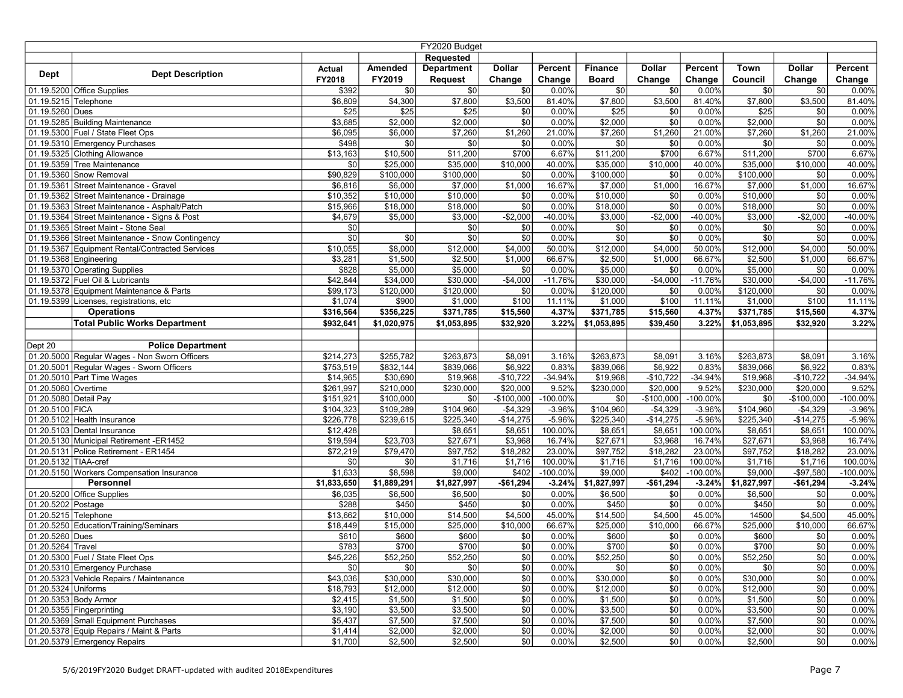| | | | | FY2020 Budget | | | | | | | | |
|---|---|---|---|---|---|---|---|---|---|---|---|---|
| | | | | Requested | | | | | | | | |
| Dept | Dept Description | Actual FY2018 | Amended FY2019 | Department Request | Dollar Change | Percent Change | Finance Board | Dollar Change | Percent Change | Town Council | Dollar Change | Percent Change |
| 01.19.5200 | Office Supplies | $392 | $0 | $0 | $0 | 0.00% | $0 | $0 | 0.00% | $0 | $0 | 0.00% |
| 01.19.5215 | Telephone | $6,809 | $4,300 | $7,800 | $3,500 | 81.40% | $7,800 | $3,500 | 81.40% | $7,800 | $3,500 | 81.40% |
| 01.19.5260 | Dues | $25 | $25 | $25 | $0 | 0.00% | $25 | $0 | 0.00% | $25 | $0 | 0.00% |
| 01.19.5285 | Building Maintenance | $3,685 | $2,000 | $2,000 | $0 | 0.00% | $2,000 | $0 | 0.00% | $2,000 | $0 | 0.00% |
| 01.19.5300 | Fuel / State Fleet Ops | $6,095 | $6,000 | $7,260 | $1,260 | 21.00% | $7,260 | $1,260 | 21.00% | $7,260 | $1,260 | 21.00% |
| 01.19.5310 | Emergency Purchases | $498 | $0 | $0 | $0 | 0.00% | $0 | $0 | 0.00% | $0 | $0 | 0.00% |
| 01.19.5325 | Clothing Allowance | $13,163 | $10,500 | $11,200 | $700 | 6.67% | $11,200 | $700 | 6.67% | $11,200 | $700 | 6.67% |
| 01.19.5359 | Tree Maintenance | $0 | $25,000 | $35,000 | $10,000 | 40.00% | $35,000 | $10,000 | 40.00% | $35,000 | $10,000 | 40.00% |
| 01.19.5360 | Snow Removal | $90,829 | $100,000 | $100,000 | $0 | 0.00% | $100,000 | $0 | 0.00% | $100,000 | $0 | 0.00% |
| 01.19.5361 | Street Maintenance - Gravel | $6,816 | $6,000 | $7,000 | $1,000 | 16.67% | $7,000 | $1,000 | 16.67% | $7,000 | $1,000 | 16.67% |
| 01.19.5362 | Street Maintenance - Drainage | $10,352 | $10,000 | $10,000 | $0 | 0.00% | $10,000 | $0 | 0.00% | $10,000 | $0 | 0.00% |
| 01.19.5363 | Street Maintenance - Asphalt/Patch | $15,966 | $18,000 | $18,000 | $0 | 0.00% | $18,000 | $0 | 0.00% | $18,000 | $0 | 0.00% |
| 01.19.5364 | Street Maintenance - Signs & Post | $4,679 | $5,000 | $3,000 | -$2,000 | -40.00% | $3,000 | -$2,000 | -40.00% | $3,000 | -$2,000 | -40.00% |
| 01.19.5365 | Street Maint - Stone Seal | $0 | | $0 | $0 | 0.00% | $0 | $0 | 0.00% | $0 | $0 | 0.00% |
| 01.19.5366 | Street Maintenance - Snow Contingency | $0 | $0 | $0 | $0 | 0.00% | $0 | $0 | 0.00% | $0 | $0 | 0.00% |
| 01.19.5367 | Equipment Rental/Contracted Services | $10,055 | $8,000 | $12,000 | $4,000 | 50.00% | $12,000 | $4,000 | 50.00% | $12,000 | $4,000 | 50.00% |
| 01.19.5368 | Engineering | $3,281 | $1,500 | $2,500 | $1,000 | 66.67% | $2,500 | $1,000 | 66.67% | $2,500 | $1,000 | 66.67% |
| 01.19.5370 | Operating Supplies | $828 | $5,000 | $5,000 | $0 | 0.00% | $5,000 | $0 | 0.00% | $5,000 | $0 | 0.00% |
| 01.19.5372 | Fuel Oil & Lubricants | $42,844 | $34,000 | $30,000 | -$4,000 | -11.76% | $30,000 | -$4,000 | -11.76% | $30,000 | -$4,000 | -11.76% |
| 01.19.5378 | Equipment Maintenance & Parts | $99,173 | $120,000 | $120,000 | $0 | 0.00% | $120,000 | $0 | 0.00% | $120,000 | $0 | 0.00% |
| 01.19.5399 | Licenses, registrations, etc | $1,074 | $900 | $1,000 | $100 | 11.11% | $1,000 | $100 | 11.11% | $1,000 | $100 | 11.11% |
| | **Operations** | **$316,564** | **$356,225** | **$371,785** | **$15,560** | **4.37%** | **$371,785** | **$15,560** | **4.37%** | **$371,785** | **$15,560** | **4.37%** |
| | **Total Public Works Department** | **$932,641** | **$1,020,975** | **$1,053,895** | **$32,920** | **3.22%** | **$1,053,895** | **$39,450** | **3.22%** | **$1,053,895** | **$32,920** | **3.22%** |
| | | | | | | | | | | | | |
| Dept 20 | **Police Department** | | | | | | | | | | | |
| 01.20.5000 | Regular Wages - Non Sworn Officers | $214,273 | $255,782 | $263,873 | $8,091 | 3.16% | $263,873 | $8,091 | 3.16% | $263,873 | $8,091 | 3.16% |
| 01.20.5001 | Regular Wages - Sworn Officers | $753,519 | $832,144 | $839,066 | $6,922 | 0.83% | $839,066 | $6,922 | 0.83% | $839,066 | $6,922 | 0.83% |
| 01.20.5010 | Part Time Wages | $14,965 | $30,690 | $19,968 | -$10,722 | -34.94% | $19,968 | -$10,722 | -34.94% | $19,968 | -$10,722 | -34.94% |
| 01.20.5060 | Overtime | $261,997 | $210,000 | $230,000 | $20,000 | 9.52% | $230,000 | $20,000 | 9.52% | $230,000 | $20,000 | 9.52% |
| 01.20.5080 | Detail Pay | $151,921 | $100,000 | $0 | -$100,000 | -100.00% | $0 | -$100,000 | -100.00% | $0 | -$100,000 | -100.00% |
| 01.20.5100 | FICA | $104,323 | $109,289 | $104,960 | -$4,329 | -3.96% | $104,960 | -$4,329 | -3.96% | $104,960 | -$4,329 | -3.96% |
| 01.20.5102 | Health Insurance | $226,778 | $239,615 | $225,340 | -$14,275 | -5.96% | $225,340 | -$14,275 | -5.96% | $225,340 | -$14,275 | -5.96% |
| 01.20.5103 | Dental Insurance | $12,428 | | $8,651 | $8,651 | 100.00% | $8,651 | $8,651 | 100.00% | $8,651 | $8,651 | 100.00% |
| 01.20.5130 | Municipal Retirement -ER1452 | $19,594 | $23,703 | $27,671 | $3,968 | 16.74% | $27,671 | $3,968 | 16.74% | $27,671 | $3,968 | 16.74% |
| 01.20.5131 | Police Retirement - ER1454 | $72,219 | $79,470 | $97,752 | $18,282 | 23.00% | $97,752 | $18,282 | 23.00% | $97,752 | $18,282 | 23.00% |
| 01.20.5132 | TIAA-cref | $0 | $0 | $1,716 | $1,716 | 100.00% | $1,716 | $1,716 | 100.00% | $1,716 | $1,716 | 100.00% |
| 01.20.5150 | Workers Compensation Insurance | $1,633 | $8,598 | $9,000 | $402 | -100.00% | $9,000 | $402 | -100.00% | $9,000 | -$97,580 | -100.00% |
| | **Personnel** | **$1,833,650** | **$1,889,291** | **$1,827,997** | **-$61,294** | **-3.24%** | **$1,827,997** | **-$61,294** | **-3.24%** | **$1,827,997** | **-$61,294** | **-3.24%** |
| 01.20.5200 | Office Supplies | $6,035 | $6,500 | $6,500 | $0 | 0.00% | $6,500 | $0 | 0.00% | $6,500 | $0 | 0.00% |
| 01.20.5202 | Postage | $288 | $450 | $450 | $0 | 0.00% | $450 | $0 | 0.00% | $450 | $0 | 0.00% |
| 01.20.5215 | Telephone | $13,662 | $10,000 | $14,500 | $4,500 | 45.00% | $14,500 | $4,500 | 45.00% | 14500 | $4,500 | 45.00% |
| 01.20.5250 | Education/Training/Seminars | $18,449 | $15,000 | $25,000 | $10,000 | 66.67% | $25,000 | $10,000 | 66.67% | $25,000 | $10,000 | 66.67% |
| 01.20.5260 | Dues | $610 | $600 | $600 | $0 | 0.00% | $600 | $0 | 0.00% | $600 | $0 | 0.00% |
| 01.20.5264 | Travel | $783 | $700 | $700 | $0 | 0.00% | $700 | $0 | 0.00% | $700 | $0 | 0.00% |
| 01.20.5300 | Fuel / State Fleet Ops | $45,226 | $52,250 | $52,250 | $0 | 0.00% | $52,250 | $0 | 0.00% | $52,250 | $0 | 0.00% |
| 01.20.5310 | Emergency Purchase | $0 | $0 | $0 | $0 | 0.00% | $0 | $0 | 0.00% | $0 | $0 | 0.00% |
| 01.20.5323 | Vehicle Repairs / Maintenance | $43,036 | $30,000 | $30,000 | $0 | 0.00% | $30,000 | $0 | 0.00% | $30,000 | $0 | 0.00% |
| 01.20.5324 | Uniforms | $18,793 | $12,000 | $12,000 | $0 | 0.00% | $12,000 | $0 | 0.00% | $12,000 | $0 | 0.00% |
| 01.20.5353 | Body Armor | $2,415 | $1,500 | $1,500 | $0 | 0.00% | $1,500 | $0 | 0.00% | $1,500 | $0 | 0.00% |
| 01.20.5355 | Fingerprinting | $3,190 | $3,500 | $3,500 | $0 | 0.00% | $3,500 | $0 | 0.00% | $3,500 | $0 | 0.00% |
| 01.20.5369 | Small Equipment Purchases | $5,437 | $7,500 | $7,500 | $0 | 0.00% | $7,500 | $0 | 0.00% | $7,500 | $0 | 0.00% |
| 01.20.5378 | Equip Repairs / Maint & Parts | $1,414 | $2,000 | $2,000 | $0 | 0.00% | $2,000 | $0 | 0.00% | $2,000 | $0 | 0.00% |
| 01.20.5379 | Emergency Repairs | $1,700 | $2,500 | $2,500 | $0 | 0.00% | $2,500 | $0 | 0.00% | $2,500 | $0 | 0.00% |

5/6/2019FY2020 Budget DRAFT-updated with audited 2018Expenditures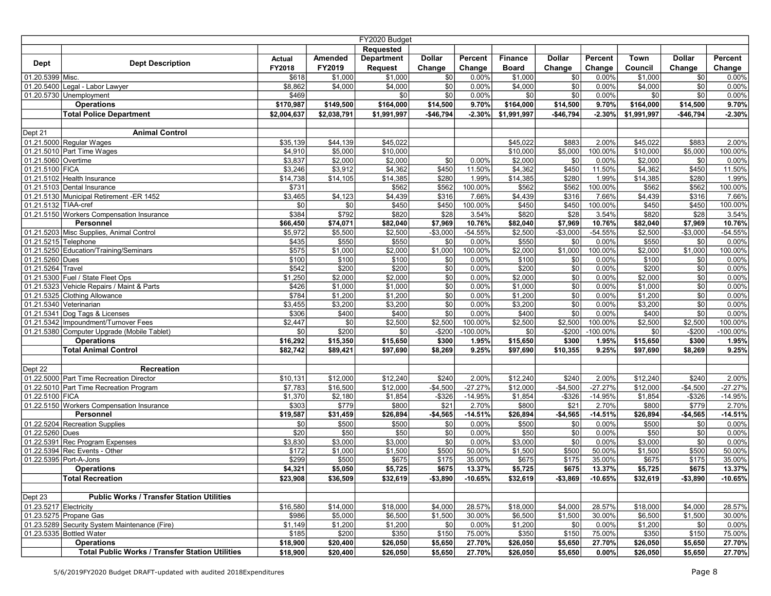| Dept | Dept Description | Actual FY2018 | Amended FY2019 | FY2020 Budget Requested Department Request | Dollar Change | Percent Change | Finance Board | Dollar Change | Percent Change | Town Council | Dollar Change | Percent Change |
|---|---|---|---|---|---|---|---|---|---|---|---|---|
| 01.20.5399 | Misc. | $618 | $1,000 | $1,000 | $0 | 0.00% | $1,000 | $0 | 0.00% | $1,000 | $0 | 0.00% |
| 01.20.5400 | Legal - Labor Lawyer | $8,862 | $4,000 | $4,000 | $0 | 0.00% | $4,000 | $0 | 0.00% | $4,000 | $0 | 0.00% |
| 01.20.5730 | Unemployment | $469 | | $0 | $0 | 0.00% | $0 | $0 | 0.00% | $0 | $0 | 0.00% |
| | **Operations** | **$170,987** | **$149,500** | **$164,000** | **$14,500** | **9.70%** | **$164,000** | **$14,500** | **9.70%** | **$164,000** | **$14,500** | **9.70%** |
| | **Total Police Department** | **$2,004,637** | **$2,038,791** | **$1,991,997** | **-$46,794** | **-2.30%** | **$1,991,997** | **-$46,794** | **-2.30%** | **$1,991,997** | **-$46,794** | **-2.30%** |
| | | | | | | | | | | | | |
| Dept 21 | **Animal Control** | | | | | | | | | | | |
| 01.21.5000 | Regular Wages | $35,139 | $44,139 | $45,022 | | | $45,022 | $883 | 2.00% | $45,022 | $883 | 2.00% |
| 01.21.5010 | Part Time Wages | $4,910 | $5,000 | $10,000 | | | $10,000 | $5,000 | 100.00% | $10,000 | $5,000 | 100.00% |
| 01.21.5060 | Overtime | $3,837 | $2,000 | $2,000 | $0 | 0.00% | $2,000 | $0 | 0.00% | $2,000 | $0 | 0.00% |
| 01.21.5100 | FICA | $3,246 | $3,912 | $4,362 | $450 | 11.50% | $4,362 | $450 | 11.50% | $4,362 | $450 | 11.50% |
| 01.21.5102 | Health Insurance | $14,738 | $14,105 | $14,385 | $280 | 1.99% | $14,385 | $280 | 1.99% | $14,385 | $280 | 1.99% |
| 01.21.5103 | Dental Insurance | $731 | | $562 | $562 | 100.00% | $562 | $562 | 100.00% | $562 | $562 | 100.00% |
| 01.21.5130 | Municipal Retirement -ER 1452 | $3,465 | $4,123 | $4,439 | $316 | 7.66% | $4,439 | $316 | 7.66% | $4,439 | $316 | 7.66% |
| 01.21.5132 | TIAA-cref | $0 | $0 | $450 | $450 | 100.00% | $450 | $450 | 100.00% | $450 | $450 | 100.00% |
| 01.21.5150 | Workers Compensation Insurance | $384 | $792 | $820 | $28 | 3.54% | $820 | $28 | 3.54% | $820 | $28 | 3.54% |
| | **Personnel** | **$66,450** | **$74,071** | **$82,040** | **$7,969** | **10.76%** | **$82,040** | **$7,969** | **10.76%** | **$82,040** | **$7,969** | **10.76%** |
| 01.21.5203 | Misc Supplies, Animal Control | $5,972 | $5,500 | $2,500 | -$3,000 | -54.55% | $2,500 | -$3,000 | -54.55% | $2,500 | -$3,000 | -54.55% |
| 01.21.5215 | Telephone | $435 | $550 | $550 | $0 | 0.00% | $550 | $0 | 0.00% | $550 | $0 | 0.00% |
| 01.21.5250 | Education/Training/Seminars | $575 | $1,000 | $2,000 | $1,000 | 100.00% | $2,000 | $1,000 | 100.00% | $2,000 | $1,000 | 100.00% |
| 01.21.5260 | Dues | $100 | $100 | $100 | $0 | 0.00% | $100 | $0 | 0.00% | $100 | $0 | 0.00% |
| 01.21.5264 | Travel | $542 | $200 | $200 | $0 | 0.00% | $200 | $0 | 0.00% | $200 | $0 | 0.00% |
| 01.21.5300 | Fuel / State Fleet Ops | $1,250 | $2,000 | $2,000 | $0 | 0.00% | $2,000 | $0 | 0.00% | $2,000 | $0 | 0.00% |
| 01.21.5323 | Vehicle Repairs / Maint & Parts | $426 | $1,000 | $1,000 | $0 | 0.00% | $1,000 | $0 | 0.00% | $1,000 | $0 | 0.00% |
| 01.21.5325 | Clothing Allowance | $784 | $1,200 | $1,200 | $0 | 0.00% | $1,200 | $0 | 0.00% | $1,200 | $0 | 0.00% |
| 01.21.5340 | Veterinarian | $3,455 | $3,200 | $3,200 | $0 | 0.00% | $3,200 | $0 | 0.00% | $3,200 | $0 | 0.00% |
| 01.21.5341 | Dog Tags & Licenses | $306 | $400 | $400 | $0 | 0.00% | $400 | $0 | 0.00% | $400 | $0 | 0.00% |
| 01.21.5342 | Impoundment/Turnover Fees | $2,447 | $0 | $2,500 | $2,500 | 100.00% | $2,500 | $2,500 | 100.00% | $2,500 | $2,500 | 100.00% |
| 01.21.5380 | Computer Upgrade (Mobile Tablet) | $0 | $200 | $0 | -$200 | -100.00% | $0 | -$200 | -100.00% | $0 | -$200 | -100.00% |
| | **Operations** | **$16,292** | **$15,350** | **$15,650** | **$300** | **1.95%** | **$15,650** | **$300** | **1.95%** | **$15,650** | **$300** | **1.95%** |
| | **Total Animal Control** | **$82,742** | **$89,421** | **$97,690** | **$8,269** | **9.25%** | **$97,690** | **$10,355** | **9.25%** | **$97,690** | **$8,269** | **9.25%** |
| | | | | | | | | | | | | |
| Dept 22 | **Recreation** | | | | | | | | | | | |
| 01.22.5000 | Part Time Recreation Director | $10,131 | $12,000 | $12,240 | $240 | 2.00% | $12,240 | $240 | 2.00% | $12,240 | $240 | 2.00% |
| 01.22.5010 | Part Time Recreation Program | $7,783 | $16,500 | $12,000 | -$4,500 | -27.27% | $12,000 | -$4,500 | -27.27% | $12,000 | -$4,500 | -27.27% |
| 01.22.5100 | FICA | $1,370 | $2,180 | $1,854 | -$326 | -14.95% | $1,854 | -$326 | -14.95% | $1,854 | -$326 | -14.95% |
| 01.22.5150 | Workers Compensation Insurance | $303 | $779 | $800 | $21 | 2.70% | $800 | $21 | 2.70% | $800 | $779 | 2.70% |
| | **Personnel** | **$19,587** | **$31,459** | **$26,894** | **-$4,565** | **-14.51%** | **$26,894** | **-$4,565** | **-14.51%** | **$26,894** | **-$4,565** | **-14.51%** |
| 01.22.5204 | Recreation Supplies | $0 | $500 | $500 | $0 | 0.00% | $500 | $0 | 0.00% | $500 | $0 | 0.00% |
| 01.22.5260 | Dues | $20 | $50 | $50 | $0 | 0.00% | $50 | $0 | 0.00% | $50 | $0 | 0.00% |
| 01.22.5391 | Rec Program Expenses | $3,830 | $3,000 | $3,000 | $0 | 0.00% | $3,000 | $0 | 0.00% | $3,000 | $0 | 0.00% |
| 01.22.5394 | Rec Events - Other | $172 | $1,000 | $1,500 | $500 | 50.00% | $1,500 | $500 | 50.00% | $1,500 | $500 | 50.00% |
| 01.22.5395 | Port-A-Jons | $299 | $500 | $675 | $175 | 35.00% | $675 | $175 | 35.00% | $675 | $175 | 35.00% |
| | **Operations** | **$4,321** | **$5,050** | **$5,725** | **$675** | **13.37%** | **$5,725** | **$675** | **13.37%** | **$5,725** | **$675** | **13.37%** |
| | **Total Recreation** | **$23,908** | **$36,509** | **$32,619** | **-$3,890** | **-10.65%** | **$32,619** | **-$3,869** | **-10.65%** | **$32,619** | **-$3,890** | **-10.65%** |
| | | | | | | | | | | | | |
| Dept 23 | **Public Works / Transfer Station Utilities** | | | | | | | | | | | |
| 01.23.5217 | Electricity | $16,580 | $14,000 | $18,000 | $4,000 | 28.57% | $18,000 | $4,000 | 28.57% | $18,000 | $4,000 | 28.57% |
| 01.23.5275 | Propane Gas | $986 | $5,000 | $6,500 | $1,500 | 30.00% | $6,500 | $1,500 | 30.00% | $6,500 | $1,500 | 30.00% |
| 01.23.5289 | Security System Maintenance (Fire) | $1,149 | $1,200 | $1,200 | $0 | 0.00% | $1,200 | $0 | 0.00% | $1,200 | $0 | 0.00% |
| 01.23.5335 | Bottled Water | $185 | $200 | $350 | $150 | 75.00% | $350 | $150 | 75.00% | $350 | $150 | 75.00% |
| | **Operations** | **$18,900** | **$20,400** | **$26,050** | **$5,650** | **27.70%** | **$26,050** | **$5,650** | **27.70%** | **$26,050** | **$5,650** | **27.70%** |
| | **Total Public Works / Transfer Station Utilities** | **$18,900** | **$20,400** | **$26,050** | **$5,650** | **27.70%** | **$26,050** | **$5,650** | **0.00%** | **$26,050** | **$5,650** | **27.70%** |

5/6/2019FY2020 Budget DRAFT-updated with audited 2018Expenditures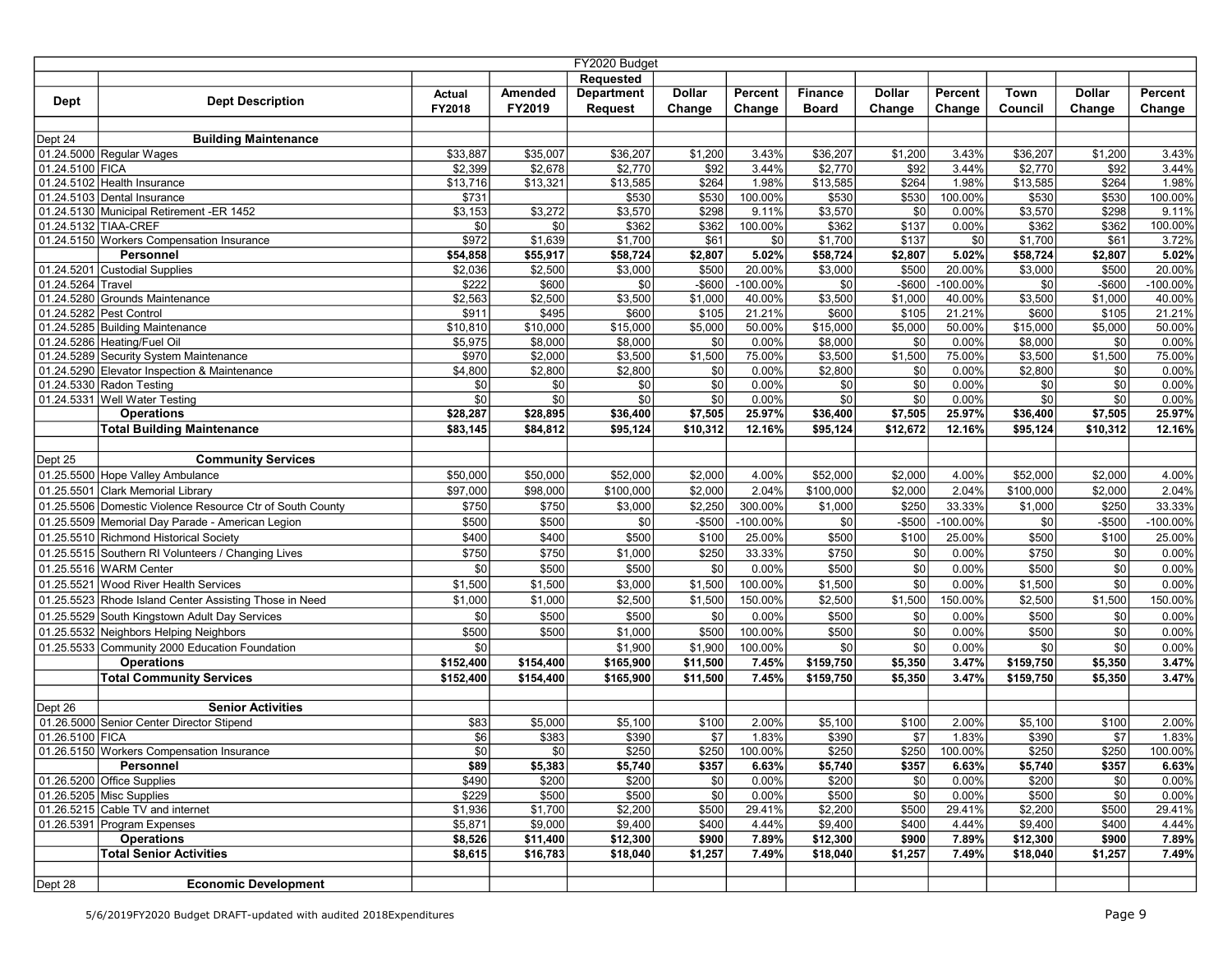| FY2020 Budget | | | | | | | | | | | | | |
|---|---|---|---|---|---|---|---|---|---|---|---|---|---|
| Dept | Dept Description | Actual FY2018 | Amended FY2019 | Requested Department Request | Dollar Change | Percent Change | Finance Board | Dollar Change | Percent Change | Town Council | Dollar Change | Percent Change |
| | | | | | | | | | | | | |
| Dept 24 | **Building Maintenance** | | | | | | | | | | | |
| 01.24.5000 | Regular Wages | $33,887 | $35,007 | $36,207 | $1,200 | 3.43% | $36,207 | $1,200 | 3.43% | $36,207 | $1,200 | 3.43% |
| 01.24.5100 | FICA | $2,399 | $2,678 | $2,770 | $92 | 3.44% | $2,770 | $92 | 3.44% | $2,770 | $92 | 3.44% |
| 01.24.5102 | Health Insurance | $13,716 | $13,321 | $13,585 | $264 | 1.98% | $13,585 | $264 | 1.98% | $13,585 | $264 | 1.98% |
| 01.24.5103 | Dental Insurance | $731 | | $530 | $530 | 100.00% | $530 | $530 | 100.00% | $530 | $530 | 100.00% |
| 01.24.5130 | Municipal Retirement -ER 1452 | $3,153 | $3,272 | $3,570 | $298 | 9.11% | $3,570 | $0 | 0.00% | $3,570 | $298 | 9.11% |
| 01.24.5132 | TIAA-CREF | $0 | $0 | $362 | $362 | 100.00% | $362 | $137 | 0.00% | $362 | $362 | 100.00% |
| 01.24.5150 | Workers Compensation Insurance | $972 | $1,639 | $1,700 | $61 | $0 | $1,700 | $137 | $0 | $1,700 | $61 | 3.72% |
| | **Personnel** | **$54,858** | **$55,917** | **$58,724** | **$2,807** | **5.02%** | **$58,724** | **$2,807** | **5.02%** | **$58,724** | **$2,807** | **5.02%** |
| 01.24.5201 | Custodial Supplies | $2,036 | $2,500 | $3,000 | $500 | 20.00% | $3,000 | $500 | 20.00% | $3,000 | $500 | 20.00% |
| 01.24.5264 | Travel | $222 | $600 | $0 | -$600 | -100.00% | $0 | -$600 | -100.00% | $0 | -$600 | -100.00% |
| 01.24.5280 | Grounds Maintenance | $2,563 | $2,500 | $3,500 | $1,000 | 40.00% | $3,500 | $1,000 | 40.00% | $3,500 | $1,000 | 40.00% |
| 01.24.5282 | Pest Control | $911 | $495 | $600 | $105 | 21.21% | $600 | $105 | 21.21% | $600 | $105 | 21.21% |
| 01.24.5285 | Building Maintenance | $10,810 | $10,000 | $15,000 | $5,000 | 50.00% | $15,000 | $5,000 | 50.00% | $15,000 | $5,000 | 50.00% |
| 01.24.5286 | Heating/Fuel Oil | $5,975 | $8,000 | $8,000 | $0 | 0.00% | $8,000 | $0 | 0.00% | $8,000 | $0 | 0.00% |
| 01.24.5289 | Security System Maintenance | $970 | $2,000 | $3,500 | $1,500 | 75.00% | $3,500 | $1,500 | 75.00% | $3,500 | $1,500 | 75.00% |
| 01.24.5290 | Elevator Inspection & Maintenance | $4,800 | $2,800 | $2,800 | $0 | 0.00% | $2,800 | $0 | 0.00% | $2,800 | $0 | 0.00% |
| 01.24.5330 | Radon Testing | $0 | $0 | $0 | $0 | 0.00% | $0 | $0 | 0.00% | $0 | $0 | 0.00% |
| 01.24.5331 | Well Water Testing | $0 | $0 | $0 | $0 | 0.00% | $0 | $0 | 0.00% | $0 | $0 | 0.00% |
| | **Operations** | **$28,287** | **$28,895** | **$36,400** | **$7,505** | **25.97%** | **$36,400** | **$7,505** | **25.97%** | **$36,400** | **$7,505** | **25.97%** |
| | **Total Building Maintenance** | **$83,145** | **$84,812** | **$95,124** | **$10,312** | **12.16%** | **$95,124** | **$12,672** | **12.16%** | **$95,124** | **$10,312** | **12.16%** |
| | | | | | | | | | | | | |
| Dept 25 | **Community Services** | | | | | | | | | | | |
| 01.25.5500 | Hope Valley Ambulance | $50,000 | $50,000 | $52,000 | $2,000 | 4.00% | $52,000 | $2,000 | 4.00% | $52,000 | $2,000 | 4.00% |
| 01.25.5501 | Clark Memorial Library | $97,000 | $98,000 | $100,000 | $2,000 | 2.04% | $100,000 | $2,000 | 2.04% | $100,000 | $2,000 | 2.04% |
| 01.25.5506 | Domestic Violence Resource Ctr of South County | $750 | $750 | $3,000 | $2,250 | 300.00% | $1,000 | $250 | 33.33% | $1,000 | $250 | 33.33% |
| 01.25.5509 | Memorial Day Parade - American Legion | $500 | $500 | $0 | -$500 | -100.00% | $0 | -$500 | -100.00% | $0 | -$500 | -100.00% |
| 01.25.5510 | Richmond Historical Society | $400 | $400 | $500 | $100 | 25.00% | $500 | $100 | 25.00% | $500 | $100 | 25.00% |
| 01.25.5515 | Southern RI Volunteers / Changing Lives | $750 | $750 | $1,000 | $250 | 33.33% | $750 | $0 | 0.00% | $750 | $0 | 0.00% |
| 01.25.5516 | WARM Center | $0 | $500 | $500 | $0 | 0.00% | $500 | $0 | 0.00% | $500 | $0 | 0.00% |
| 01.25.5521 | Wood River Health Services | $1,500 | $1,500 | $3,000 | $1,500 | 100.00% | $1,500 | $0 | 0.00% | $1,500 | $0 | 0.00% |
| 01.25.5523 | Rhode Island Center Assisting Those in Need | $1,000 | $1,000 | $2,500 | $1,500 | 150.00% | $2,500 | $1,500 | 150.00% | $2,500 | $1,500 | 150.00% |
| 01.25.5529 | South Kingstown Adult Day Services | $0 | $500 | $500 | $0 | 0.00% | $500 | $0 | 0.00% | $500 | $0 | 0.00% |
| 01.25.5532 | Neighbors Helping Neighbors | $500 | $500 | $1,000 | $500 | 100.00% | $500 | $0 | 0.00% | $500 | $0 | 0.00% |
| 01.25.5533 | Community 2000 Education Foundation | $0 | | $1,900 | $1,900 | 100.00% | $0 | $0 | 0.00% | $0 | $0 | 0.00% |
| | **Operations** | **$152,400** | **$154,400** | **$165,900** | **$11,500** | **7.45%** | **$159,750** | **$5,350** | **3.47%** | **$159,750** | **$5,350** | **3.47%** |
| | **Total Community Services** | **$152,400** | **$154,400** | **$165,900** | **$11,500** | **7.45%** | **$159,750** | **$5,350** | **3.47%** | **$159,750** | **$5,350** | **3.47%** |
| | | | | | | | | | | | | |
| Dept 26 | **Senior Activities** | | | | | | | | | | | |
| 01.26.5000 | Senior Center Director Stipend | $83 | $5,000 | $5,100 | $100 | 2.00% | $5,100 | $100 | 2.00% | $5,100 | $100 | 2.00% |
| 01.26.5100 | FICA | $6 | $383 | $390 | $7 | 1.83% | $390 | $7 | 1.83% | $390 | $7 | 1.83% |
| 01.26.5150 | Workers Compensation Insurance | $0 | $0 | $250 | $250 | 100.00% | $250 | $250 | 100.00% | $250 | $250 | 100.00% |
| | **Personnel** | **$89** | **$5,383** | **$5,740** | **$357** | **6.63%** | **$5,740** | **$357** | **6.63%** | **$5,740** | **$357** | **6.63%** |
| 01.26.5200 | Office Supplies | $490 | $200 | $200 | $0 | 0.00% | $200 | $0 | 0.00% | $200 | $0 | 0.00% |
| 01.26.5205 | Misc Supplies | $229 | $500 | $500 | $0 | 0.00% | $500 | $0 | 0.00% | $500 | $0 | 0.00% |
| 01.26.5215 | Cable TV and internet | $1,936 | $1,700 | $2,200 | $500 | 29.41% | $2,200 | $500 | 29.41% | $2,200 | $500 | 29.41% |
| 01.26.5391 | Program Expenses | $5,871 | $9,000 | $9,400 | $400 | 4.44% | $9,400 | $400 | 4.44% | $9,400 | $400 | 4.44% |
| | **Operations** | **$8,526** | **$11,400** | **$12,300** | **$900** | **7.89%** | **$12,300** | **$900** | **7.89%** | **$12,300** | **$900** | **7.89%** |
| | **Total Senior Activities** | **$8,615** | **$16,783** | **$18,040** | **$1,257** | **7.49%** | **$18,040** | **$1,257** | **7.49%** | **$18,040** | **$1,257** | **7.49%** |
| | | | | | | | | | | | | |
| Dept 28 | **Economic Development** | | | | | | | | | | | |

5/6/2019FY2020 Budget DRAFT-updated with audited 2018Expenditures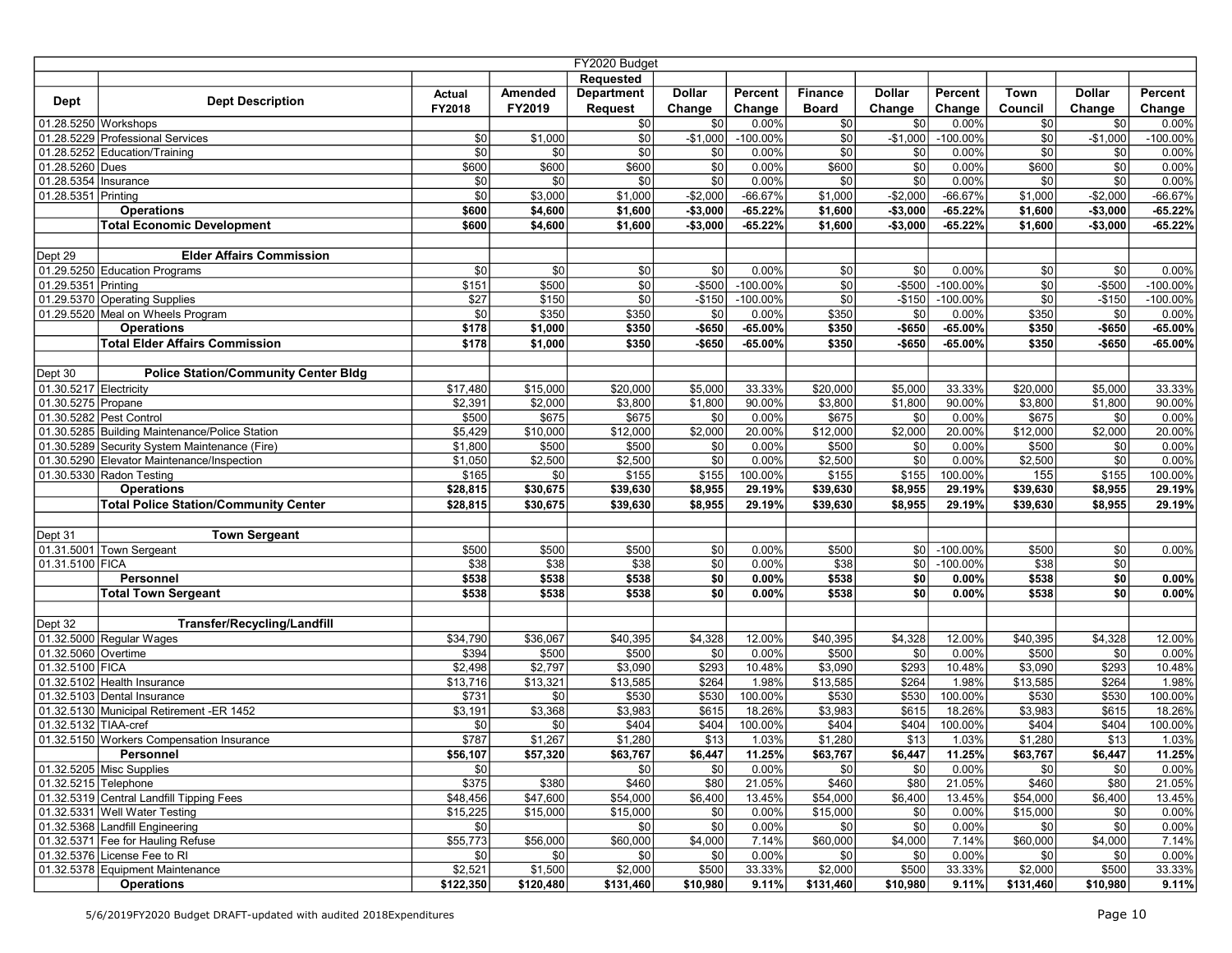| Dept | Dept Description | Actual FY2018 | Amended FY2019 | FY2020 Budget Requested Department Request | Dollar Change | Percent Change | Finance Board | Dollar Change | Percent Change | Town Council | Dollar Change | Percent Change |
|---|---|---|---|---|---|---|---|---|---|---|---|---|
| 01.28.5250 | Workshops | | | $0 | $0 | 0.00% | $0 | $0 | 0.00% | $0 | $0 | 0.00% |
| 01.28.5229 | Professional Services | $0 | $1,000 | $0 | -$1,000 | -100.00% | $0 | -$1,000 | -100.00% | $0 | -$1,000 | -100.00% |
| 01.28.5252 | Education/Training | $0 | $0 | $0 | $0 | 0.00% | $0 | $0 | 0.00% | $0 | $0 | 0.00% |
| 01.28.5260 | Dues | $600 | $600 | $600 | $0 | 0.00% | $600 | $0 | 0.00% | $600 | $0 | 0.00% |
| 01.28.5354 | Insurance | $0 | $0 | $0 | $0 | 0.00% | $0 | $0 | 0.00% | $0 | $0 | 0.00% |
| 01.28.5351 | Printing | $0 | $3,000 | $1,000 | -$2,000 | -66.67% | $1,000 | -$2,000 | -66.67% | $1,000 | -$2,000 | -66.67% |
| | **Operations** | **$600** | **$4,600** | **$1,600** | **-$3,000** | **-65.22%** | **$1,600** | **-$3,000** | **-65.22%** | **$1,600** | **-$3,000** | **-65.22%** |
| | **Total Economic Development** | **$600** | **$4,600** | **$1,600** | **-$3,000** | **-65.22%** | **$1,600** | **-$3,000** | **-65.22%** | **$1,600** | **-$3,000** | **-65.22%** |
| | | | | | | | | | | | | |
| Dept 29 | **Elder Affairs Commission** | | | | | | | | | | | |
| 01.29.5250 | Education Programs | $0 | $0 | $0 | $0 | 0.00% | $0 | $0 | 0.00% | $0 | $0 | 0.00% |
| 01.29.5351 | Printing | $151 | $500 | $0 | -$500 | -100.00% | $0 | -$500 | -100.00% | $0 | -$500 | -100.00% |
| 01.29.5370 | Operating Supplies | $27 | $150 | $0 | -$150 | -100.00% | $0 | -$150 | -100.00% | $0 | -$150 | -100.00% |
| 01.29.5520 | Meal on Wheels Program | $0 | $350 | $350 | $0 | 0.00% | $350 | $0 | 0.00% | $350 | $0 | 0.00% |
| | **Operations** | **$178** | **$1,000** | **$350** | **-$650** | **-65.00%** | **$350** | **-$650** | **-65.00%** | **$350** | **-$650** | **-65.00%** |
| | **Total Elder Affairs Commission** | **$178** | **$1,000** | **$350** | **-$650** | **-65.00%** | **$350** | **-$650** | **-65.00%** | **$350** | **-$650** | **-65.00%** |
| | | | | | | | | | | | | |
| Dept 30 | **Police Station/Community Center Bldg** | | | | | | | | | | | |
| 01.30.5217 | Electricity | $17,480 | $15,000 | $20,000 | $5,000 | 33.33% | $20,000 | $5,000 | 33.33% | $20,000 | $5,000 | 33.33% |
| 01.30.5275 | Propane | $2,391 | $2,000 | $3,800 | $1,800 | 90.00% | $3,800 | $1,800 | 90.00% | $3,800 | $1,800 | 90.00% |
| 01.30.5282 | Pest Control | $500 | $675 | $675 | $0 | 0.00% | $675 | $0 | 0.00% | $675 | $0 | 0.00% |
| 01.30.5285 | Building Maintenance/Police Station | $5,429 | $10,000 | $12,000 | $2,000 | 20.00% | $12,000 | $2,000 | 20.00% | $12,000 | $2,000 | 20.00% |
| 01.30.5289 | Security System Maintenance (Fire) | $1,800 | $500 | $500 | $0 | 0.00% | $500 | $0 | 0.00% | $500 | $0 | 0.00% |
| 01.30.5290 | Elevator Maintenance/Inspection | $1,050 | $2,500 | $2,500 | $0 | 0.00% | $2,500 | $0 | 0.00% | $2,500 | $0 | 0.00% |
| 01.30.5330 | Radon Testing | $165 | $0 | $155 | $155 | 100.00% | $155 | $155 | 100.00% | 155 | $155 | 100.00% |
| | **Operations** | **$28,815** | **$30,675** | **$39,630** | **$8,955** | **29.19%** | **$39,630** | **$8,955** | **29.19%** | **$39,630** | **$8,955** | **29.19%** |
| | **Total Police Station/Community Center** | **$28,815** | **$30,675** | **$39,630** | **$8,955** | **29.19%** | **$39,630** | **$8,955** | **29.19%** | **$39,630** | **$8,955** | **29.19%** |
| | | | | | | | | | | | | |
| Dept 31 | **Town Sergeant** | | | | | | | | | | | |
| 01.31.5001 | Town Sergeant | $500 | $500 | $500 | $0 | 0.00% | $500 | $0 | -100.00% | $500 | $0 | 0.00% |
| 01.31.5100 | FICA | $38 | $38 | $38 | $0 | 0.00% | $38 | $0 | -100.00% | $38 | $0 | |
| | **Personnel** | **$538** | **$538** | **$538** | **$0** | **0.00%** | **$538** | **$0** | **0.00%** | **$538** | **$0** | **0.00%** |
| | **Total Town Sergeant** | **$538** | **$538** | **$538** | **$0** | **0.00%** | **$538** | **$0** | **0.00%** | **$538** | **$0** | **0.00%** |
| | | | | | | | | | | | | |
| Dept 32 | **Transfer/Recycling/Landfill** | | | | | | | | | | | |
| 01.32.5000 | Regular Wages | $34,790 | $36,067 | $40,395 | $4,328 | 12.00% | $40,395 | $4,328 | 12.00% | $40,395 | $4,328 | 12.00% |
| 01.32.5060 | Overtime | $394 | $500 | $500 | $0 | 0.00% | $500 | $0 | 0.00% | $500 | $0 | 0.00% |
| 01.32.5100 | FICA | $2,498 | $2,797 | $3,090 | $293 | 10.48% | $3,090 | $293 | 10.48% | $3,090 | $293 | 10.48% |
| 01.32.5102 | Health Insurance | $13,716 | $13,321 | $13,585 | $264 | 1.98% | $13,585 | $264 | 1.98% | $13,585 | $264 | 1.98% |
| 01.32.5103 | Dental Insurance | $731 | $0 | $530 | $530 | 100.00% | $530 | $530 | 100.00% | $530 | $530 | 100.00% |
| 01.32.5130 | Municipal Retirement -ER 1452 | $3,191 | $3,368 | $3,983 | $615 | 18.26% | $3,983 | $615 | 18.26% | $3,983 | $615 | 18.26% |
| 01.32.5132 | TIAA-cref | $0 | $0 | $404 | $404 | 100.00% | $404 | $404 | 100.00% | $404 | $404 | 100.00% |
| 01.32.5150 | Workers Compensation Insurance | $787 | $1,267 | $1,280 | $13 | 1.03% | $1,280 | $13 | 1.03% | $1,280 | $13 | 1.03% |
| | **Personnel** | **$56,107** | **$57,320** | **$63,767** | **$6,447** | **11.25%** | **$63,767** | **$6,447** | **11.25%** | **$63,767** | **$6,447** | **11.25%** |
| 01.32.5205 | Misc Supplies | $0 | | $0 | $0 | 0.00% | $0 | $0 | 0.00% | $0 | $0 | 0.00% |
| 01.32.5215 | Telephone | $375 | $380 | $460 | $80 | 21.05% | $460 | $80 | 21.05% | $460 | $80 | 21.05% |
| 01.32.5319 | Central Landfill Tipping Fees | $48,456 | $47,600 | $54,000 | $6,400 | 13.45% | $54,000 | $6,400 | 13.45% | $54,000 | $6,400 | 13.45% |
| 01.32.5331 | Well Water Testing | $15,225 | $15,000 | $15,000 | $0 | 0.00% | $15,000 | $0 | 0.00% | $15,000 | $0 | 0.00% |
| 01.32.5368 | Landfill Engineering | $0 | | $0 | $0 | 0.00% | $0 | $0 | 0.00% | $0 | $0 | 0.00% |
| 01.32.5371 | Fee for Hauling Refuse | $55,773 | $56,000 | $60,000 | $4,000 | 7.14% | $60,000 | $4,000 | 7.14% | $60,000 | $4,000 | 7.14% |
| 01.32.5376 | License Fee to RI | $0 | $0 | $0 | $0 | 0.00% | $0 | $0 | 0.00% | $0 | $0 | 0.00% |
| 01.32.5378 | Equipment Maintenance | $2,521 | $1,500 | $2,000 | $500 | 33.33% | $2,000 | $500 | 33.33% | $2,000 | $500 | 33.33% |
| | **Operations** | **$122,350** | **$120,480** | **$131,460** | **$10,980** | **9.11%** | **$131,460** | **$10,980** | **9.11%** | **$131,460** | **$10,980** | **9.11%** |

5/6/2019FY2020 Budget DRAFT-updated with audited 2018Expenditures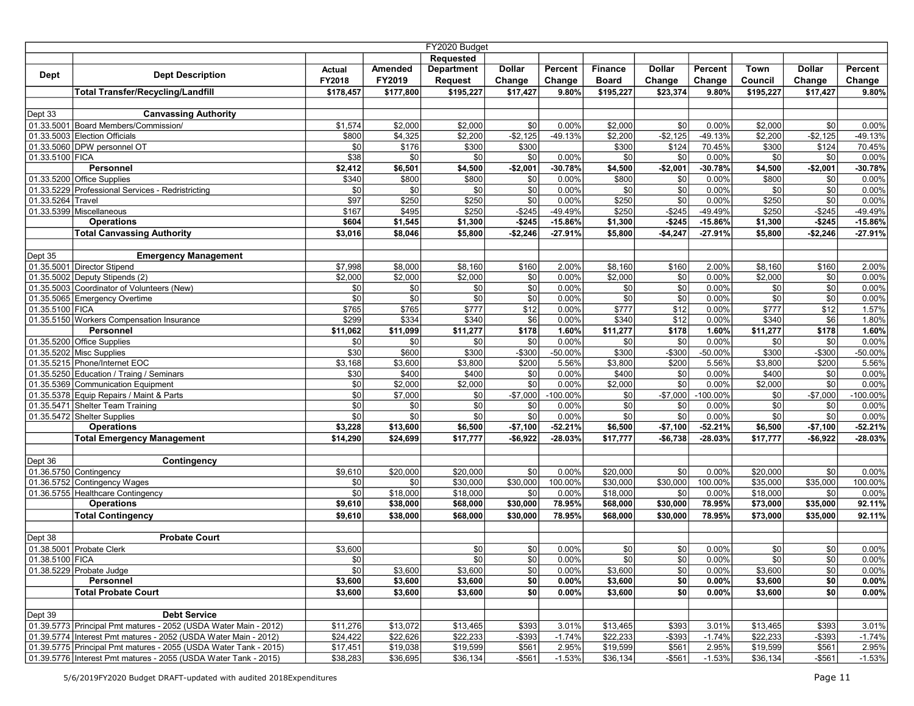| | | | | FY2020 Budget | | | | | | | | |
|---|---|---|---|---|---|---|---|---|---|---|---|---|
| | | | | Requested | | | | | | | | |
| Dept | Dept Description | Actual FY2018 | Amended FY2019 | Department Request | Dollar Change | Percent Change | Finance Board | Dollar Change | Percent Change | Town Council | Dollar Change | Percent Change |
| | **Total Transfer/Recycling/Landfill** | **$178,457** | **$177,800** | **$195,227** | **$17,427** | **9.80%** | **$195,227** | **$23,374** | **9.80%** | **$195,227** | **$17,427** | **9.80%** |
| | | | | | | | | | | | | |
| Dept 33 | **Canvassing Authority** | | | | | | | | | | | |
| 01.33.5001 | Board Members/Commission/ | $1,574 | $2,000 | $2,000 | $0 | 0.00% | $2,000 | $0 | 0.00% | $2,000 | $0 | 0.00% |
| 01.33.5003 | Election Officials | $800 | $4,325 | $2,200 | -$2,125 | -49.13% | $2,200 | -$2,125 | -49.13% | $2,200 | -$2,125 | -49.13% |
| 01.33.5060 | DPW personnel OT | $0 | $176 | $300 | $300 | | $300 | $124 | 70.45% | $300 | $124 | 70.45% |
| 01.33.5100 | FICA | $38 | $0 | $0 | $0 | 0.00% | $0 | $0 | 0.00% | $0 | $0 | 0.00% |
| | **Personnel** | **$2,412** | **$6,501** | **$4,500** | **-$2,001** | **-30.78%** | **$4,500** | **-$2,001** | **-30.78%** | **$4,500** | **-$2,001** | **-30.78%** |
| 01.33.5200 | Office Supplies | $340 | $800 | $800 | $0 | 0.00% | $800 | $0 | 0.00% | $800 | $0 | 0.00% |
| 01.33.5229 | Professional Services - Redristricting | $0 | $0 | $0 | $0 | 0.00% | $0 | $0 | 0.00% | $0 | $0 | 0.00% |
| 01.33.5264 | Travel | $97 | $250 | $250 | $0 | 0.00% | $250 | $0 | 0.00% | $250 | $0 | 0.00% |
| 01.33.5399 | Miscellaneous | $167 | $495 | $250 | -$245 | -49.49% | $250 | -$245 | -49.49% | $250 | -$245 | -49.49% |
| | **Operations** | **$604** | **$1,545** | **$1,300** | **-$245** | **-15.86%** | **$1,300** | **-$245** | **-15.86%** | **$1,300** | **-$245** | **-15.86%** |
| | **Total Canvassing Authority** | **$3,016** | **$8,046** | **$5,800** | **-$2,246** | **-27.91%** | **$5,800** | **-$4,247** | **-27.91%** | **$5,800** | **-$2,246** | **-27.91%** |
| | | | | | | | | | | | | |
| Dept 35 | **Emergency Management** | | | | | | | | | | | |
| 01.35.5001 | Director Stipend | $7,998 | $8,000 | $8,160 | $160 | 2.00% | $8,160 | $160 | 2.00% | $8,160 | $160 | 2.00% |
| 01.35.5002 | Deputy Stipends (2) | $2,000 | $2,000 | $2,000 | $0 | 0.00% | $2,000 | $0 | 0.00% | $2,000 | $0 | 0.00% |
| 01.35.5003 | Coordinator of Volunteers (New) | $0 | $0 | $0 | $0 | 0.00% | $0 | $0 | 0.00% | $0 | $0 | 0.00% |
| 01.35.5065 | Emergency Overtime | $0 | $0 | $0 | $0 | 0.00% | $0 | $0 | 0.00% | $0 | $0 | 0.00% |
| 01.35.5100 | FICA | $765 | $765 | $777 | $12 | 0.00% | $777 | $12 | 0.00% | $777 | $12 | 1.57% |
| 01.35.5150 | Workers Compensation Insurance | $299 | $334 | $340 | $6 | 0.00% | $340 | $12 | 0.00% | $340 | $6 | 1.80% |
| | **Personnel** | **$11,062** | **$11,099** | **$11,277** | **$178** | **1.60%** | **$11,277** | **$178** | **1.60%** | **$11,277** | **$178** | **1.60%** |
| 01.35.5200 | Office Supplies | $0 | $0 | $0 | $0 | 0.00% | $0 | $0 | 0.00% | $0 | $0 | 0.00% |
| 01.35.5202 | Misc Supplies | $30 | $600 | $300 | -$300 | -50.00% | $300 | -$300 | -50.00% | $300 | -$300 | -50.00% |
| 01.35.5215 | Phone/Internet EOC | $3,168 | $3,600 | $3,800 | $200 | 5.56% | $3,800 | $200 | 5.56% | $3,800 | $200 | 5.56% |
| 01.35.5250 | Education / Traing / Seminars | $30 | $400 | $400 | $0 | 0.00% | $400 | $0 | 0.00% | $400 | $0 | 0.00% |
| 01.35.5369 | Communication Equipment | $0 | $2,000 | $2,000 | $0 | 0.00% | $2,000 | $0 | 0.00% | $2,000 | $0 | 0.00% |
| 01.35.5378 | Equip Repairs / Maint & Parts | $0 | $7,000 | $0 | -$7,000 | -100.00% | $0 | -$7,000 | -100.00% | $0 | -$7,000 | -100.00% |
| 01.35.5471 | Shelter Team Training | $0 | $0 | $0 | $0 | 0.00% | $0 | $0 | 0.00% | $0 | $0 | 0.00% |
| 01.35.5472 | Shelter Supplies | $0 | $0 | $0 | $0 | 0.00% | $0 | $0 | 0.00% | $0 | $0 | 0.00% |
| | **Operations** | **$3,228** | **$13,600** | **$6,500** | **-$7,100** | **-52.21%** | **$6,500** | **-$7,100** | **-52.21%** | **$6,500** | **-$7,100** | **-52.21%** |
| | **Total Emergency Management** | **$14,290** | **$24,699** | **$17,777** | **-$6,922** | **-28.03%** | **$17,777** | **-$6,738** | **-28.03%** | **$17,777** | **-$6,922** | **-28.03%** |
| | | | | | | | | | | | | |
| Dept 36 | **Contingency** | | | | | | | | | | | |
| 01.36.5750 | Contingency | $9,610 | $20,000 | $20,000 | $0 | 0.00% | $20,000 | $0 | 0.00% | $20,000 | $0 | 0.00% |
| 01.36.5752 | Contingency Wages | $0 | $0 | $30,000 | $30,000 | 100.00% | $30,000 | $30,000 | 100.00% | $35,000 | $35,000 | 100.00% |
| 01.36.5755 | Healthcare Contingency | $0 | $18,000 | $18,000 | $0 | 0.00% | $18,000 | $0 | 0.00% | $18,000 | $0 | 0.00% |
| | **Operations** | **$9,610** | **$38,000** | **$68,000** | **$30,000** | **78.95%** | **$68,000** | **$30,000** | **78.95%** | **$73,000** | **$35,000** | **92.11%** |
| | **Total Contingency** | **$9,610** | **$38,000** | **$68,000** | **$30,000** | **78.95%** | **$68,000** | **$30,000** | **78.95%** | **$73,000** | **$35,000** | **92.11%** |
| | | | | | | | | | | | | |
| Dept 38 | **Probate Court** | | | | | | | | | | | |
| 01.38.5001 | Probate Clerk | $3,600 | | $0 | $0 | 0.00% | $0 | $0 | 0.00% | $0 | $0 | 0.00% |
| 01.38.5100 | FICA | $0 | | $0 | $0 | 0.00% | $0 | $0 | 0.00% | $0 | $0 | 0.00% |
| 01.38.5229 | Probate Judge | $0 | $3,600 | $3,600 | $0 | 0.00% | $3,600 | $0 | 0.00% | $3,600 | $0 | 0.00% |
| | **Personnel** | **$3,600** | **$3,600** | **$3,600** | **$0** | **0.00%** | **$3,600** | **$0** | **0.00%** | **$3,600** | **$0** | **0.00%** |
| | **Total Probate Court** | **$3,600** | **$3,600** | **$3,600** | **$0** | **0.00%** | **$3,600** | **$0** | **0.00%** | **$3,600** | **$0** | **0.00%** |
| | | | | | | | | | | | | |
| Dept 39 | **Debt Service** | | | | | | | | | | | |
| 01.39.5773 | Principal Pmt matures - 2052 (USDA Water Main - 2012) | $11,276 | $13,072 | $13,465 | $393 | 3.01% | $13,465 | $393 | 3.01% | $13,465 | $393 | 3.01% |
| 01.39.5774 | Interest Pmt matures - 2052 (USDA Water Main - 2012) | $24,422 | $22,626 | $22,233 | -$393 | -1.74% | $22,233 | -$393 | -1.74% | $22,233 | -$393 | -1.74% |
| 01.39.5775 | Principal Pmt matures - 2055 (USDA Water Tank - 2015) | $17,451 | $19,038 | $19,599 | $561 | 2.95% | $19,599 | $561 | 2.95% | $19,599 | $561 | 2.95% |
| 01.39.5776 | Interest Pmt matures - 2055 (USDA Water Tank - 2015) | $38,283 | $36,695 | $36,134 | -$561 | -1.53% | $36,134 | -$561 | -1.53% | $36,134 | -$561 | -1.53% |

5/6/2019FY2020 Budget DRAFT-updated with audited 2018Expenditures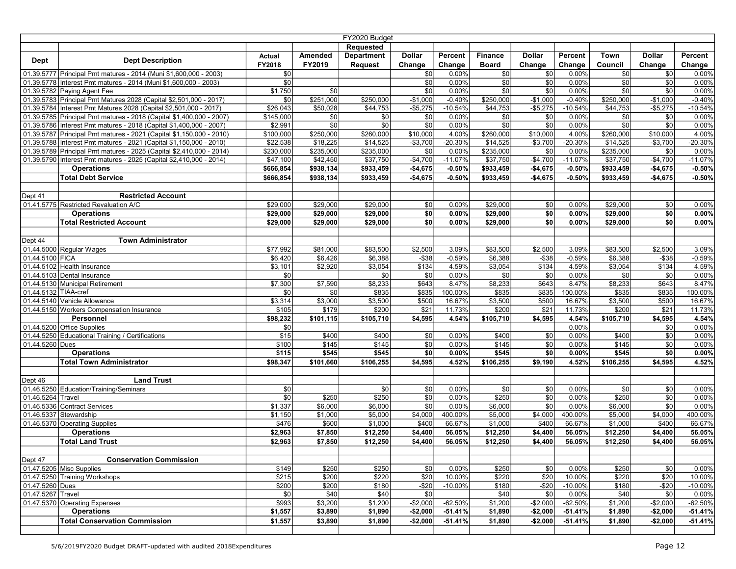| Dept | Dept Description | Actual FY2018 | Amended FY2019 | FY2020 Budget Requested Department Request | Dollar Change | Percent Change | Finance Board | Dollar Change | Percent Change | Town Council | Dollar Change | Percent Change |
|---|---|---|---|---|---|---|---|---|---|---|---|---|
| 01.39.5777 | Principal Pmt matures - 2014 (Muni $1,600,000 - 2003) | $0 | | | $0 | 0.00% | $0 | $0 | 0.00% | $0 | $0 | 0.00% |
| 01.39.5778 | Interest Pmt matures - 2014 (Muni $1,600,000 - 2003) | $0 | | | $0 | 0.00% | $0 | $0 | 0.00% | $0 | $0 | 0.00% |
| 01.39.5782 | Paying Agent Fee | $1,750 | $0 | | $0 | 0.00% | $0 | $0 | 0.00% | $0 | $0 | 0.00% |
| 01.39.5783 | Principal Pmt Matures 2028 (Capital $2,501,000 - 2017) | $0 | $251,000 | $250,000 | -$1,000 | -0.40% | $250,000 | -$1,000 | -0.40% | $250,000 | -$1,000 | -0.40% |
| 01.39.5784 | Interest Pmt Matures 2028 (Capital $2,501,000 - 2017) | $26,043 | $50,028 | $44,753 | -$5,275 | -10.54% | $44,753 | -$5,275 | -10.54% | $44,753 | -$5,275 | -10.54% |
| 01.39.5785 | Principal Pmt matures - 2018 (Capital $1,400,000 - 2007) | $145,000 | $0 | $0 | $0 | 0.00% | $0 | $0 | 0.00% | $0 | $0 | 0.00% |
| 01.39.5786 | Interest Pmt matures - 2018 (Capital $1,400,000 - 2007) | $2,991 | $0 | $0 | $0 | 0.00% | $0 | $0 | 0.00% | $0 | $0 | 0.00% |
| 01.39.5787 | Principal Pmt matures - 2021 (Capital $1,150,000 - 2010) | $100,000 | $250,000 | $260,000 | $10,000 | 4.00% | $260,000 | $10,000 | 4.00% | $260,000 | $10,000 | 4.00% |
| 01.39.5788 | Interest Pmt matures - 2021 (Capital $1,150,000 - 2010) | $22,538 | $18,225 | $14,525 | -$3,700 | -20.30% | $14,525 | -$3,700 | -20.30% | $14,525 | -$3,700 | -20.30% |
| 01.39.5789 | Principal Pmt matures - 2025 (Capital $2,410,000 - 2014) | $230,000 | $235,000 | $235,000 | $0 | 0.00% | $235,000 | $0 | 0.00% | $235,000 | $0 | 0.00% |
| 01.39.5790 | Interest Pmt matures - 2025 (Capital $2,410,000 - 2014) | $47,100 | $42,450 | $37,750 | -$4,700 | -11.07% | $37,750 | -$4,700 | -11.07% | $37,750 | -$4,700 | -11.07% |
| | **Operations** | **$666,854** | **$938,134** | **$933,459** | **-$4,675** | **-0.50%** | **$933,459** | **-$4,675** | **-0.50%** | **$933,459** | **-$4,675** | **-0.50%** |
| | **Total Debt Service** | **$666,854** | **$938,134** | **$933,459** | **-$4,675** | **-0.50%** | **$933,459** | **-$4,675** | **-0.50%** | **$933,459** | **-$4,675** | **-0.50%** |
| | | | | | | | | | | | | |
| Dept 41 | **Restricted Account** | | | | | | | | | | | |
| 01.41.5775 | Restricted Revaluation A/C | $29,000 | $29,000 | $29,000 | $0 | 0.00% | $29,000 | $0 | 0.00% | $29,000 | $0 | 0.00% |
| | **Operations** | **$29,000** | **$29,000** | **$29,000** | **$0** | **0.00%** | **$29,000** | **$0** | **0.00%** | **$29,000** | **$0** | **0.00%** |
| | **Total Restricted Account** | **$29,000** | **$29,000** | **$29,000** | **$0** | **0.00%** | **$29,000** | **$0** | **0.00%** | **$29,000** | **$0** | **0.00%** |
| | | | | | | | | | | | | |
| Dept 44 | **Town Administrator** | | | | | | | | | | | |
| 01.44.5000 | Regular Wages | $77,992 | $81,000 | $83,500 | $2,500 | 3.09% | $83,500 | $2,500 | 3.09% | $83,500 | $2,500 | 3.09% |
| 01.44.5100 | FICA | $6,420 | $6,426 | $6,388 | -$38 | -0.59% | $6,388 | -$38 | -0.59% | $6,388 | -$38 | -0.59% |
| 01.44.5102 | Health Insurance | $3,101 | $2,920 | $3,054 | $134 | 4.59% | $3,054 | $134 | 4.59% | $3,054 | $134 | 4.59% |
| 01.44.5103 | Dental Insurance | $0 | | $0 | $0 | 0.00% | $0 | $0 | 0.00% | $0 | $0 | 0.00% |
| 01.44.5130 | Municipal Retirement | $7,300 | $7,590 | $8,233 | $643 | 8.47% | $8,233 | $643 | 8.47% | $8,233 | $643 | 8.47% |
| 01.44.5132 | TIAA-cref | $0 | $0 | $835 | $835 | 100.00% | $835 | $835 | 100.00% | $835 | $835 | 100.00% |
| 01.44.5140 | Vehicle Allowance | $3,314 | $3,000 | $3,500 | $500 | 16.67% | $3,500 | $500 | 16.67% | $3,500 | $500 | 16.67% |
| 01.44.5150 | Workers Compensation Insurance | $105 | $179 | $200 | $21 | 11.73% | $200 | $21 | 11.73% | $200 | $21 | 11.73% |
| | **Personnel** | **$98,232** | **$101,115** | **$105,710** | **$4,595** | **4.54%** | **$105,710** | **$4,595** | **4.54%** | **$105,710** | **$4,595** | **4.54%** |
| 01.44.5200 | Office Supplies | $0 | | | | | | | 0.00% | | $0 | 0.00% |
| 01.44.5250 | Educational Training / Certifications | $15 | $400 | $400 | $0 | 0.00% | $400 | $0 | 0.00% | $400 | $0 | 0.00% |
| 01.44.5260 | Dues | $100 | $145 | $145 | $0 | 0.00% | $145 | $0 | 0.00% | $145 | $0 | 0.00% |
| | **Operations** | **$115** | **$545** | **$545** | **$0** | **0.00%** | **$545** | **$0** | **0.00%** | **$545** | **$0** | **0.00%** |
| | **Total Town Administrator** | **$98,347** | **$101,660** | **$106,255** | **$4,595** | **4.52%** | **$106,255** | **$9,190** | **4.52%** | **$106,255** | **$4,595** | **4.52%** |
| | | | | | | | | | | | | |
| Dept 46 | **Land Trust** | | | | | | | | | | | |
| 01.46.5250 | Education/Training/Seminars | $0 | | $0 | $0 | 0.00% | $0 | $0 | 0.00% | $0 | $0 | 0.00% |
| 01.46.5264 | Travel | $0 | $250 | $250 | $0 | 0.00% | $250 | $0 | 0.00% | $250 | $0 | 0.00% |
| 01.46.5336 | Contract Services | $1,337 | $6,000 | $6,000 | $0 | 0.00% | $6,000 | $0 | 0.00% | $6,000 | $0 | 0.00% |
| 01.46.5337 | Stewardship | $1,150 | $1,000 | $5,000 | $4,000 | 400.00% | $5,000 | $4,000 | 400.00% | $5,000 | $4,000 | 400.00% |
| 01.46.5370 | Operating Supplies | $476 | $600 | $1,000 | $400 | 66.67% | $1,000 | $400 | 66.67% | $1,000 | $400 | 66.67% |
| | **Operations** | **$2,963** | **$7,850** | **$12,250** | **$4,400** | **56.05%** | **$12,250** | **$4,400** | **56.05%** | **$12,250** | **$4,400** | **56.05%** |
| | **Total Land Trust** | **$2,963** | **$7,850** | **$12,250** | **$4,400** | **56.05%** | **$12,250** | **$4,400** | **56.05%** | **$12,250** | **$4,400** | **56.05%** |
| | | | | | | | | | | | | |
| Dept 47 | **Conservation Commission** | | | | | | | | | | | |
| 01.47.5205 | Misc Supplies | $149 | $250 | $250 | $0 | 0.00% | $250 | $0 | 0.00% | $250 | $0 | 0.00% |
| 01.47.5250 | Training Workshops | $215 | $200 | $220 | $20 | 10.00% | $220 | $20 | 10.00% | $220 | $20 | 10.00% |
| 01.47.5260 | Dues | $200 | $200 | $180 | -$20 | -10.00% | $180 | -$20 | -10.00% | $180 | -$20 | -10.00% |
| 01.47.5267 | Travel | $0 | $40 | $40 | $0 | | $40 | $0 | 0.00% | $40 | $0 | 0.00% |
| 01.47.5370 | Operating Expenses | $993 | $3,200 | $1,200 | -$2,000 | -62.50% | $1,200 | -$2,000 | -62.50% | $1,200 | -$2,000 | -62.50% |
| | **Operations** | **$1,557** | **$3,890** | **$1,890** | **-$2,000** | **-51.41%** | **$1,890** | **-$2,000** | **-51.41%** | **$1,890** | **-$2,000** | **-51.41%** |
| | **Total Conservation Commission** | **$1,557** | **$3,890** | **$1,890** | **-$2,000** | **-51.41%** | **$1,890** | **-$2,000** | **-51.41%** | **$1,890** | **-$2,000** | **-51.41%** |

5/6/2019FY2020 Budget DRAFT-updated with audited 2018Expenditures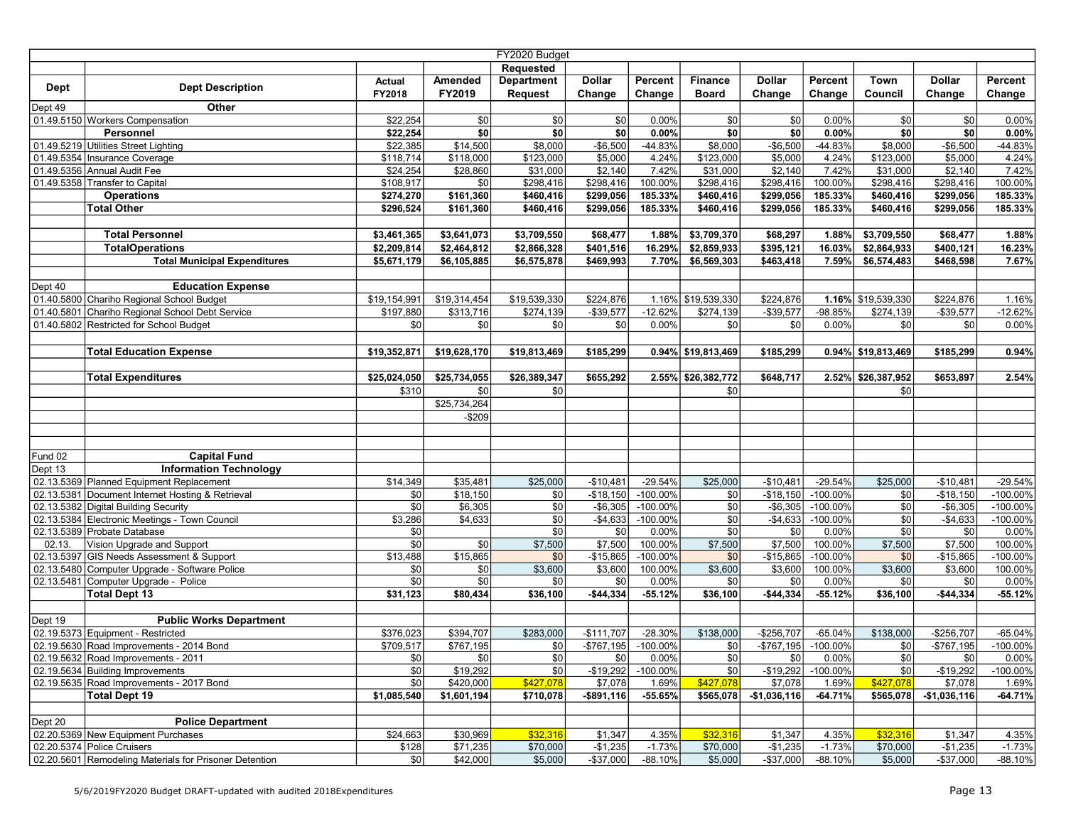| | | | | FY2020 Budget | | | | | | | | |
|---|---|---|---|---|---|---|---|---|---|---|---|---|
| | | | | Requested | | | | | | | | |
| Dept | Dept Description | Actual FY2018 | Amended FY2019 | Department Request | Dollar Change | Percent Change | Finance Board | Dollar Change | Percent Change | Town Council | Dollar Change | Percent Change |
| Dept 49 | **Other** | | | | | | | | | | | |
| 01.49.5150 | Workers Compensation | $22,254 | $0 | $0 | $0 | 0.00% | $0 | $0 | 0.00% | $0 | $0 | 0.00% |
| | **Personnel** | **$22,254** | **$0** | **$0** | **$0** | **0.00%** | **$0** | **$0** | **0.00%** | **$0** | **$0** | **0.00%** |
| 01.49.5219 | Utilities Street Lighting | $22,385 | $14,500 | $8,000 | -$6,500 | -44.83% | $8,000 | -$6,500 | -44.83% | $8,000 | -$6,500 | -44.83% |
| 01.49.5354 | Insurance Coverage | $118,714 | $118,000 | $123,000 | $5,000 | 4.24% | $123,000 | $5,000 | 4.24% | $123,000 | $5,000 | 4.24% |
| 01.49.5356 | Annual Audit Fee | $24,254 | $28,860 | $31,000 | $2,140 | 7.42% | $31,000 | $2,140 | 7.42% | $31,000 | $2,140 | 7.42% |
| 01.49.5358 | Transfer to Capital | $108,917 | $0 | $298,416 | $298,416 | 100.00% | $298,416 | $298,416 | 100.00% | $298,416 | $298,416 | 100.00% |
| | **Operations** | **$274,270** | **$161,360** | **$460,416** | **$299,056** | **185.33%** | **$460,416** | **$299,056** | **185.33%** | **$460,416** | **$299,056** | **185.33%** |
| | **Total Other** | **$296,524** | **$161,360** | **$460,416** | **$299,056** | **185.33%** | **$460,416** | **$299,056** | **185.33%** | **$460,416** | **$299,056** | **185.33%** |
| | | | | | | | | | | | | |
| | **Total Personnel** | **$3,461,365** | **$3,641,073** | **$3,709,550** | **$68,477** | **1.88%** | **$3,709,370** | **$68,297** | **1.88%** | **$3,709,550** | **$68,477** | **1.88%** |
| | **TotalOperations** | **$2,209,814** | **$2,464,812** | **$2,866,328** | **$401,516** | **16.29%** | **$2,859,933** | **$395,121** | **16.03%** | **$2,864,933** | **$400,121** | **16.23%** |
| | **Total Municipal Expenditures** | **$5,671,179** | **$6,105,885** | **$6,575,878** | **$469,993** | **7.70%** | **$6,569,303** | **$463,418** | **7.59%** | **$6,574,483** | **$468,598** | **7.67%** |
| | | | | | | | | | | | | |
| Dept 40 | **Education Expense** | | | | | | | | | | | |
| 01.40.5800 | Chariho Regional School Budget | $19,154,991 | $19,314,454 | $19,539,330 | $224,876 | 1.16% | $19,539,330 | $224,876 | **1.16%** | $19,539,330 | $224,876 | 1.16% |
| 01.40.5801 | Chariho Regional School Debt Service | $197,880 | $313,716 | $274,139 | -$39,577 | -12.62% | $274,139 | -$39,577 | -98.85% | $274,139 | -$39,577 | -12.62% |
| 01.40.5802 | Restricted for School Budget | $0 | $0 | $0 | $0 | 0.00% | $0 | $0 | 0.00% | $0 | $0 | 0.00% |
| | | | | | | | | | | | | |
| | **Total Education Expense** | **$19,352,871** | **$19,628,170** | **$19,813,469** | **$185,299** | **0.94%** | **$19,813,469** | **$185,299** | **0.94%** | **$19,813,469** | **$185,299** | **0.94%** |
| | | | | | | | | | | | | |
| | **Total Expenditures** | **$25,024,050** | **$25,734,055** | **$26,389,347** | **$655,292** | **2.55%** | **$26,382,772** | **$648,717** | **2.52%** | **$26,387,952** | **$653,897** | **2.54%** |
| | | $310 | $0 | $0 | | | $0 | | | $0 | | |
| | | | $25,734,264 | | | | | | | | | |
| | | | -$209 | | | | | | | | | |
| | | | | | | | | | | | | |
| | | | | | | | | | | | | |
| Fund 02 | **Capital Fund** | | | | | | | | | | | |
| Dept 13 | **Information Technology** | | | | | | | | | | | |
| 02.13.5369 | Planned Equipment Replacement | $14,349 | $35,481 | $25,000 | -$10,481 | -29.54% | $25,000 | -$10,481 | -29.54% | $25,000 | -$10,481 | -29.54% |
| 02.13.5381 | Document Internet Hosting & Retrieval | $0 | $18,150 | $0 | -$18,150 | -100.00% | $0 | -$18,150 | -100.00% | $0 | -$18,150 | -100.00% |
| 02.13.5382 | Digital Building Security | $0 | $6,305 | $0 | -$6,305 | -100.00% | $0 | -$6,305 | -100.00% | $0 | -$6,305 | -100.00% |
| 02.13.5384 | Electronic Meetings - Town Council | $3,286 | $4,633 | $0 | -$4,633 | -100.00% | $0 | -$4,633 | -100.00% | $0 | -$4,633 | -100.00% |
| 02.13.5389 | Probate Database | $0 | | $0 | $0 | 0.00% | $0 | $0 | 0.00% | $0 | $0 | 0.00% |
| 02.13. | Vision Upgrade and Support | $0 | $0 | $7,500 | $7,500 | 100.00% | $7,500 | $7,500 | 100.00% | $7,500 | $7,500 | 100.00% |
| 02.13.5397 | GIS Needs Assessment & Support | $13,488 | $15,865 | $0 | -$15,865 | -100.00% | $0 | -$15,865 | -100.00% | $0 | -$15,865 | -100.00% |
| 02.13.5480 | Computer Upgrade - Software Police | $0 | $0 | $3,600 | $3,600 | 100.00% | $3,600 | $3,600 | 100.00% | $3,600 | $3,600 | 100.00% |
| 02.13.5481 | Computer Upgrade - Police | $0 | $0 | $0 | $0 | 0.00% | $0 | $0 | 0.00% | $0 | $0 | 0.00% |
| | **Total Dept 13** | **$31,123** | **$80,434** | **$36,100** | **-$44,334** | **-55.12%** | **$36,100** | **-$44,334** | **-55.12%** | **$36,100** | **-$44,334** | **-55.12%** |
| | | | | | | | | | | | | |
| Dept 19 | **Public Works Department** | | | | | | | | | | | |
| 02.19.5373 | Equipment - Restricted | $376,023 | $394,707 | $283,000 | -$111,707 | -28.30% | $138,000 | -$256,707 | -65.04% | $138,000 | -$256,707 | -65.04% |
| 02.19.5630 | Road Improvements - 2014 Bond | $709,517 | $767,195 | $0 | -$767,195 | -100.00% | $0 | -$767,195 | -100.00% | $0 | -$767,195 | -100.00% |
| 02.19.5632 | Road Improvements - 2011 | $0 | $0 | $0 | $0 | 0.00% | $0 | $0 | 0.00% | $0 | $0 | 0.00% |
| 02.19.5634 | Building Improvements | $0 | $19,292 | $0 | -$19,292 | -100.00% | $0 | -$19,292 | -100.00% | $0 | -$19,292 | -100.00% |
| 02.19.5635 | Road Improvements - 2017 Bond | $0 | $420,000 | $427,078 | $7,078 | 1.69% | $427,078 | $7,078 | 1.69% | $427,078 | $7,078 | 1.69% |
| | **Total Dept 19** | **$1,085,540** | **$1,601,194** | **$710,078** | **-$891,116** | **-55.65%** | **$565,078** | **-$1,036,116** | **-64.71%** | **$565,078** | **-$1,036,116** | **-64.71%** |
| | | | | | | | | | | | | |
| Dept 20 | **Police Department** | | | | | | | | | | | |
| 02.20.5369 | New Equipment Purchases | $24,663 | $30,969 | $32,316 | $1,347 | 4.35% | $32,316 | $1,347 | 4.35% | $32,316 | $1,347 | 4.35% |
| 02.20.5374 | Police Cruisers | $128 | $71,235 | $70,000 | -$1,235 | -1.73% | $70,000 | -$1,235 | -1.73% | $70,000 | -$1,235 | -1.73% |
| 02.20.5601 | Remodeling Materials for Prisoner Detention | $0 | $42,000 | $5,000 | -$37,000 | -88.10% | $5,000 | -$37,000 | -88.10% | $5,000 | -$37,000 | -88.10% |

5/6/2019FY2020 Budget DRAFT-updated with audited 2018Expenditures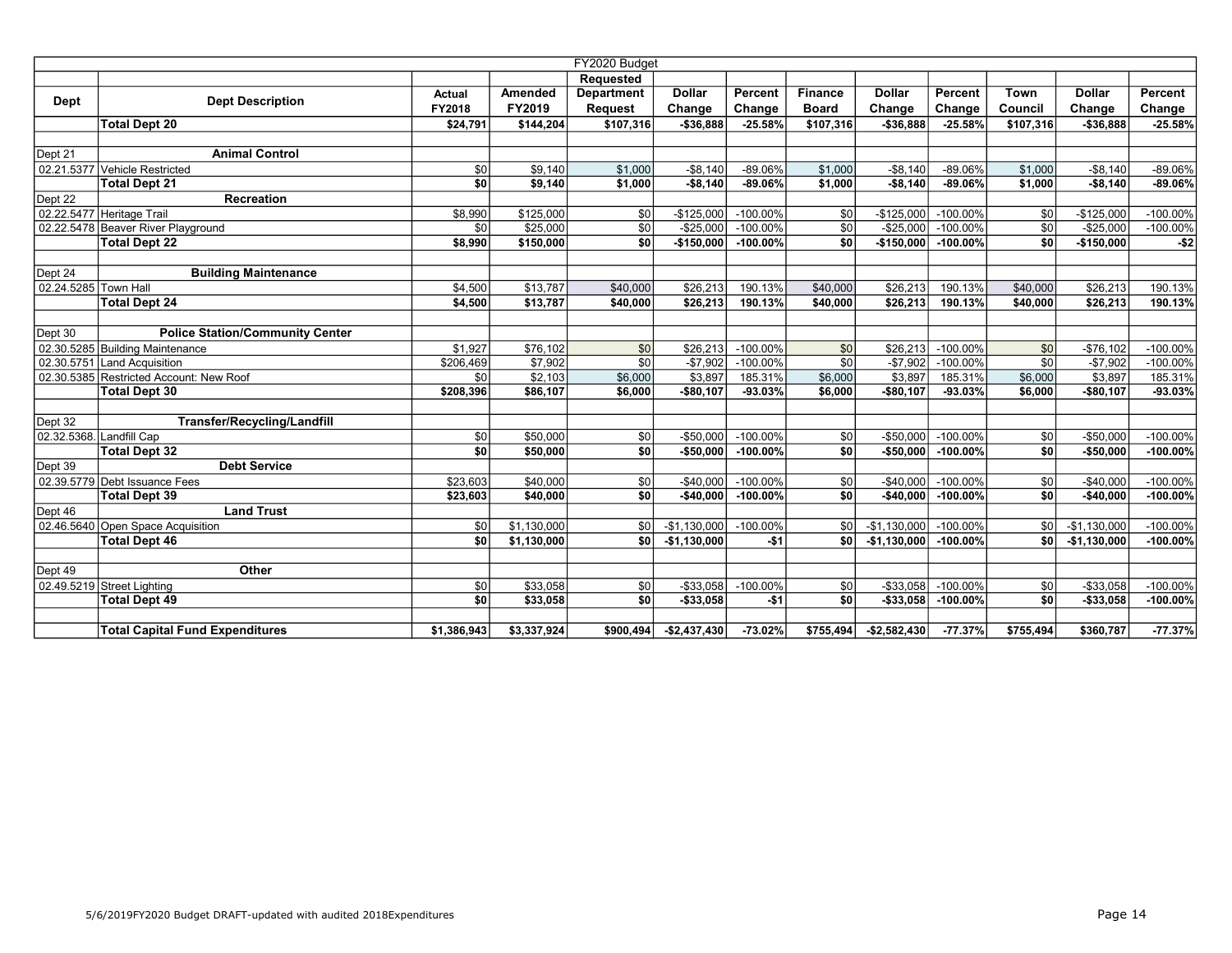| | | | | FY2020 Budget | | | | | | | | |
|---|---|---|---|---|---|---|---|---|---|---|---|---|
| | | | | Requested | | | | | | | | |
| Dept | Dept Description | Actual FY2018 | Amended FY2019 | Department Request | Dollar Change | Percent Change | Finance Board | Dollar Change | Percent Change | Town Council | Dollar Change | Percent Change |
| | **Total Dept 20** | **$24,791** | **$144,204** | **$107,316** | **-$36,888** | **-25.58%** | **$107,316** | **-$36,888** | **-25.58%** | **$107,316** | **-$36,888** | **-25.58%** |
| | | | | | | | | | | | | |
| Dept 21 | **Animal Control** | | | | | | | | | | | |
| 02.21.5377 | Vehicle Restricted | $0 | $9,140 | $1,000 | -$8,140 | -89.06% | $1,000 | -$8,140 | -89.06% | $1,000 | -$8,140 | -89.06% |
| | **Total Dept 21** | **$0** | **$9,140** | **$1,000** | **-$8,140** | **-89.06%** | **$1,000** | **-$8,140** | **-89.06%** | **$1,000** | **-$8,140** | **-89.06%** |
| Dept 22 | **Recreation** | | | | | | | | | | | |
| 02.22.5477 | Heritage Trail | $8,990 | $125,000 | $0 | -$125,000 | -100.00% | $0 | -$125,000 | -100.00% | $0 | -$125,000 | -100.00% |
| 02.22.5478 | Beaver River Playground | $0 | $25,000 | $0 | -$25,000 | -100.00% | $0 | -$25,000 | -100.00% | $0 | -$25,000 | -100.00% |
| | **Total Dept 22** | **$8,990** | **$150,000** | **$0** | **-$150,000** | **-100.00%** | **$0** | **-$150,000** | **-100.00%** | **$0** | **-$150,000** | **-$2** |
| | | | | | | | | | | | | |
| Dept 24 | **Building Maintenance** | | | | | | | | | | | |
| 02.24.5285 | Town Hall | $4,500 | $13,787 | $40,000 | $26,213 | 190.13% | $40,000 | $26,213 | 190.13% | $40,000 | $26,213 | 190.13% |
| | **Total Dept 24** | **$4,500** | **$13,787** | **$40,000** | **$26,213** | **190.13%** | **$40,000** | **$26,213** | **190.13%** | **$40,000** | **$26,213** | **190.13%** |
| | | | | | | | | | | | | |
| Dept 30 | **Police Station/Community Center** | | | | | | | | | | | |
| 02.30.5285 | Building Maintenance | $1,927 | $76,102 | $0 | $26,213 | -100.00% | $0 | $26,213 | -100.00% | $0 | -$76,102 | -100.00% |
| 02.30.5751 | Land Acquisition | $206,469 | $7,902 | $0 | -$7,902 | -100.00% | $0 | -$7,902 | -100.00% | $0 | -$7,902 | -100.00% |
| 02.30.5385 | Restricted Account: New Roof | $0 | $2,103 | $6,000 | $3,897 | 185.31% | $6,000 | $3,897 | 185.31% | $6,000 | $3,897 | 185.31% |
| | **Total Dept 30** | **$208,396** | **$86,107** | **$6,000** | **-$80,107** | **-93.03%** | **$6,000** | **-$80,107** | **-93.03%** | **$6,000** | **-$80,107** | **-93.03%** |
| | | | | | | | | | | | | |
| Dept 32 | **Transfer/Recycling/Landfill** | | | | | | | | | | | |
| 02.32.5368. | Landfill Cap | $0 | $50,000 | $0 | -$50,000 | -100.00% | $0 | -$50,000 | -100.00% | $0 | -$50,000 | -100.00% |
| | **Total Dept 32** | **$0** | **$50,000** | **$0** | **-$50,000** | **-100.00%** | **$0** | **-$50,000** | **-100.00%** | **$0** | **-$50,000** | **-100.00%** |
| Dept 39 | **Debt Service** | | | | | | | | | | | |
| 02.39.5779 | Debt Issuance Fees | $23,603 | $40,000 | $0 | -$40,000 | -100.00% | $0 | -$40,000 | -100.00% | $0 | -$40,000 | -100.00% |
| | **Total Dept 39** | **$23,603** | **$40,000** | **$0** | **-$40,000** | **-100.00%** | **$0** | **-$40,000** | **-100.00%** | **$0** | **-$40,000** | **-100.00%** |
| Dept 46 | **Land Trust** | | | | | | | | | | | |
| 02.46.5640 | Open Space Acquisition | $0 | $1,130,000 | $0 | -$1,130,000 | -100.00% | $0 | -$1,130,000 | -100.00% | $0 | -$1,130,000 | -100.00% |
| | **Total Dept 46** | **$0** | **$1,130,000** | **$0** | **-$1,130,000** | **-$1** | **$0** | **-$1,130,000** | **-100.00%** | **$0** | **-$1,130,000** | **-100.00%** |
| | | | | | | | | | | | | |
| Dept 49 | **Other** | | | | | | | | | | | |
| 02.49.5219 | Street Lighting | $0 | $33,058 | $0 | -$33,058 | -100.00% | $0 | -$33,058 | -100.00% | $0 | -$33,058 | -100.00% |
| | **Total Dept 49** | **$0** | **$33,058** | **$0** | **-$33,058** | **-$1** | **$0** | **-$33,058** | **-100.00%** | **$0** | **-$33,058** | **-100.00%** |
| | | | | | | | | | | | | |
| | **Total Capital Fund Expenditures** | **$1,386,943** | **$3,337,924** | **$900,494** | **-$2,437,430** | **-73.02%** | **$755,494** | **-$2,582,430** | **-77.37%** | **$755,494** | **$360,787** | **-77.37%** |

5/6/2019FY2020 Budget DRAFT-updated with audited 2018Expenditures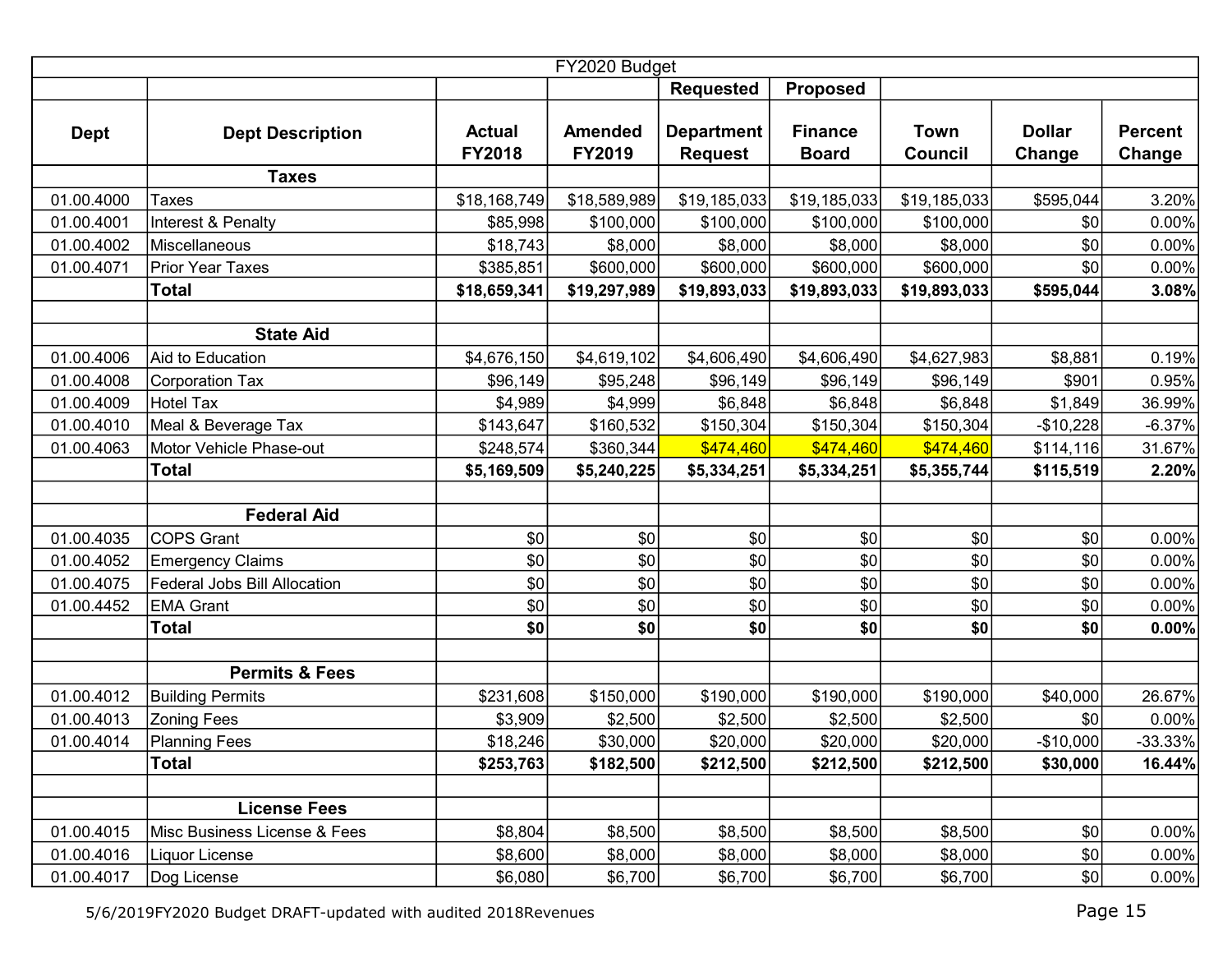| FY2020 Budget | | | | | | | | |
|---|---|---|---|---|---|---|---|---|
| | | | | Requested | Proposed | | | |
| **Dept** | **Dept Description** | **Actual FY2018** | **Amended FY2019** | **Department Request** | **Finance Board** | **Town Council** | **Dollar Change** | **Percent Change** |
| | **Taxes** | | | | | | | |
| 01.00.4000 | Taxes | $18,168,749 | $18,589,989 | $19,185,033 | $19,185,033 | $19,185,033 | $595,044 | 3.20% |
| 01.00.4001 | Interest & Penalty | $85,998 | $100,000 | $100,000 | $100,000 | $100,000 | $0 | 0.00% |
| 01.00.4002 | Miscellaneous | $18,743 | $8,000 | $8,000 | $8,000 | $8,000 | $0 | 0.00% |
| 01.00.4071 | Prior Year Taxes | $385,851 | $600,000 | $600,000 | $600,000 | $600,000 | $0 | 0.00% |
| | **Total** | **$18,659,341** | **$19,297,989** | **$19,893,033** | **$19,893,033** | **$19,893,033** | **$595,044** | **3.08%** |
| | | | | | | | | |
| | **State Aid** | | | | | | | |
| 01.00.4006 | Aid to Education | $4,676,150 | $4,619,102 | $4,606,490 | $4,606,490 | $4,627,983 | $8,881 | 0.19% |
| 01.00.4008 | Corporation Tax | $96,149 | $95,248 | $96,149 | $96,149 | $96,149 | $901 | 0.95% |
| 01.00.4009 | Hotel Tax | $4,989 | $4,999 | $6,848 | $6,848 | $6,848 | $1,849 | 36.99% |
| 01.00.4010 | Meal & Beverage Tax | $143,647 | $160,532 | $150,304 | $150,304 | $150,304 | -$10,228 | -6.37% |
| 01.00.4063 | Motor Vehicle Phase-out | $248,574 | $360,344 | $474,460 | $474,460 | $474,460 | $114,116 | 31.67% |
| | **Total** | **$5,169,509** | **$5,240,225** | **$5,334,251** | **$5,334,251** | **$5,355,744** | **$115,519** | **2.20%** |
| | | | | | | | | |
| | **Federal Aid** | | | | | | | |
| 01.00.4035 | COPS Grant | $0 | $0 | $0 | $0 | $0 | $0 | 0.00% |
| 01.00.4052 | Emergency Claims | $0 | $0 | $0 | $0 | $0 | $0 | 0.00% |
| 01.00.4075 | Federal Jobs Bill Allocation | $0 | $0 | $0 | $0 | $0 | $0 | 0.00% |
| 01.00.4452 | EMA Grant | $0 | $0 | $0 | $0 | $0 | $0 | 0.00% |
| | **Total** | **$0** | **$0** | **$0** | **$0** | **$0** | **$0** | **0.00%** |
| | | | | | | | | |
| | **Permits & Fees** | | | | | | | |
| 01.00.4012 | Building Permits | $231,608 | $150,000 | $190,000 | $190,000 | $190,000 | $40,000 | 26.67% |
| 01.00.4013 | Zoning Fees | $3,909 | $2,500 | $2,500 | $2,500 | $2,500 | $0 | 0.00% |
| 01.00.4014 | Planning Fees | $18,246 | $30,000 | $20,000 | $20,000 | $20,000 | -$10,000 | -33.33% |
| | **Total** | **$253,763** | **$182,500** | **$212,500** | **$212,500** | **$212,500** | **$30,000** | **16.44%** |
| | | | | | | | | |
| | **License Fees** | | | | | | | |
| 01.00.4015 | Misc Business License & Fees | $8,804 | $8,500 | $8,500 | $8,500 | $8,500 | $0 | 0.00% |
| 01.00.4016 | Liquor License | $8,600 | $8,000 | $8,000 | $8,000 | $8,000 | $0 | 0.00% |
| 01.00.4017 | Dog License | $6,080 | $6,700 | $6,700 | $6,700 | $6,700 | $0 | 0.00% |

5/6/2019FY2020 Budget DRAFT-updated with audited 2018Revenues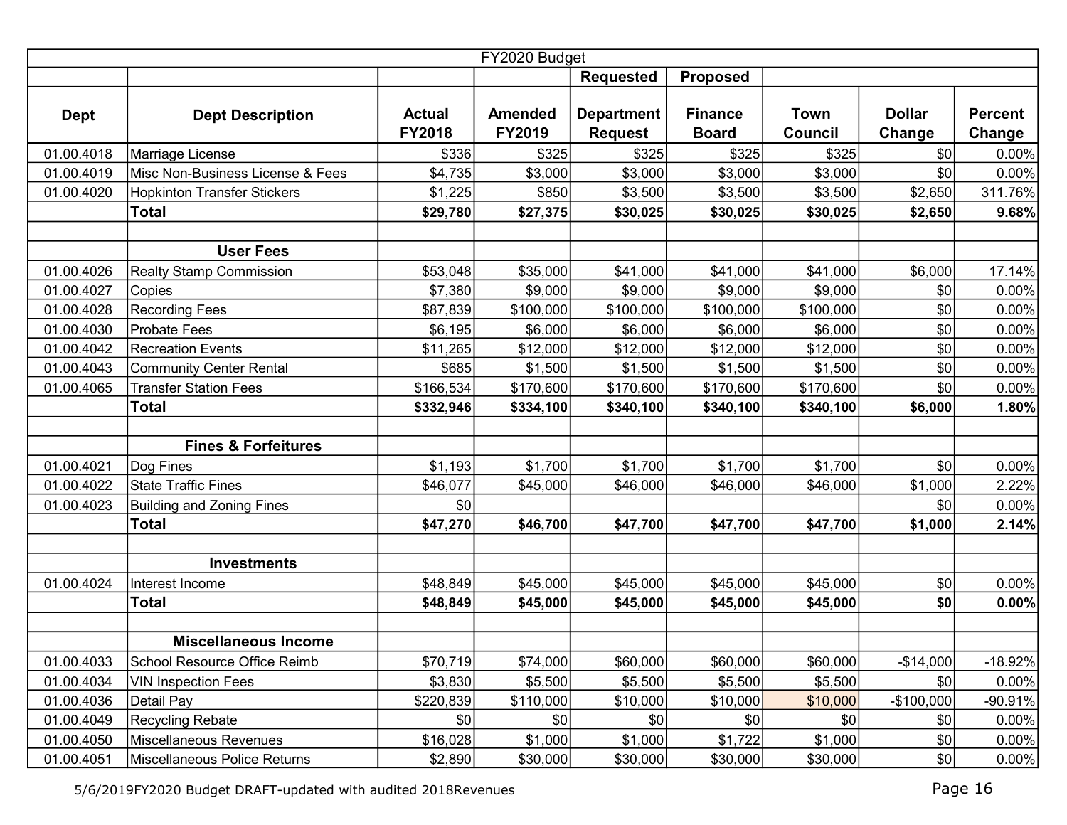| FY2020 Budget | | | | | | | | |
|---|---|---|---|---|---|---|---|---|
| | | | | Requested | Proposed | | | |
| **Dept** | **Dept Description** | **Actual FY2018** | **Amended FY2019** | **Department Request** | **Finance Board** | **Town Council** | **Dollar Change** | **Percent Change** |
| 01.00.4018 | Marriage License | $336 | $325 | $325 | $325 | $325 | $0 | 0.00% |
| 01.00.4019 | Misc Non-Business License & Fees | $4,735 | $3,000 | $3,000 | $3,000 | $3,000 | $0 | 0.00% |
| 01.00.4020 | Hopkinton Transfer Stickers | $1,225 | $850 | $3,500 | $3,500 | $3,500 | $2,650 | 311.76% |
| | **Total** | **$29,780** | **$27,375** | **$30,025** | **$30,025** | **$30,025** | **$2,650** | **9.68%** |
| | | | | | | | | |
| | **User Fees** | | | | | | | |
| 01.00.4026 | Realty Stamp Commission | $53,048 | $35,000 | $41,000 | $41,000 | $41,000 | $6,000 | 17.14% |
| 01.00.4027 | Copies | $7,380 | $9,000 | $9,000 | $9,000 | $9,000 | $0 | 0.00% |
| 01.00.4028 | Recording Fees | $87,839 | $100,000 | $100,000 | $100,000 | $100,000 | $0 | 0.00% |
| 01.00.4030 | Probate Fees | $6,195 | $6,000 | $6,000 | $6,000 | $6,000 | $0 | 0.00% |
| 01.00.4042 | Recreation Events | $11,265 | $12,000 | $12,000 | $12,000 | $12,000 | $0 | 0.00% |
| 01.00.4043 | Community Center Rental | $685 | $1,500 | $1,500 | $1,500 | $1,500 | $0 | 0.00% |
| 01.00.4065 | Transfer Station Fees | $166,534 | $170,600 | $170,600 | $170,600 | $170,600 | $0 | 0.00% |
| | **Total** | **$332,946** | **$334,100** | **$340,100** | **$340,100** | **$340,100** | **$6,000** | **1.80%** |
| | | | | | | | | |
| | **Fines & Forfeitures** | | | | | | | |
| 01.00.4021 | Dog Fines | $1,193 | $1,700 | $1,700 | $1,700 | $1,700 | $0 | 0.00% |
| 01.00.4022 | State Traffic Fines | $46,077 | $45,000 | $46,000 | $46,000 | $46,000 | $1,000 | 2.22% |
| 01.00.4023 | Building and Zoning Fines | $0 | | | | | $0 | 0.00% |
| | **Total** | **$47,270** | **$46,700** | **$47,700** | **$47,700** | **$47,700** | **$1,000** | **2.14%** |
| | | | | | | | | |
| | **Investments** | | | | | | | |
| 01.00.4024 | Interest Income | $48,849 | $45,000 | $45,000 | $45,000 | $45,000 | $0 | 0.00% |
| | **Total** | **$48,849** | **$45,000** | **$45,000** | **$45,000** | **$45,000** | **$0** | **0.00%** |
| | | | | | | | | |
| | **Miscellaneous Income** | | | | | | | |
| 01.00.4033 | School Resource Office Reimb | $70,719 | $74,000 | $60,000 | $60,000 | $60,000 | -$14,000 | -18.92% |
| 01.00.4034 | VIN Inspection Fees | $3,830 | $5,500 | $5,500 | $5,500 | $5,500 | $0 | 0.00% |
| 01.00.4036 | Detail Pay | $220,839 | $110,000 | $10,000 | $10,000 | $10,000 | -$100,000 | -90.91% |
| 01.00.4049 | Recycling Rebate | $0 | $0 | $0 | $0 | $0 | $0 | 0.00% |
| 01.00.4050 | Miscellaneous Revenues | $16,028 | $1,000 | $1,000 | $1,722 | $1,000 | $0 | 0.00% |
| 01.00.4051 | Miscellaneous Police Returns | $2,890 | $30,000 | $30,000 | $30,000 | $30,000 | $0 | 0.00% |

5/6/2019FY2020 Budget DRAFT-updated with audited 2018Revenues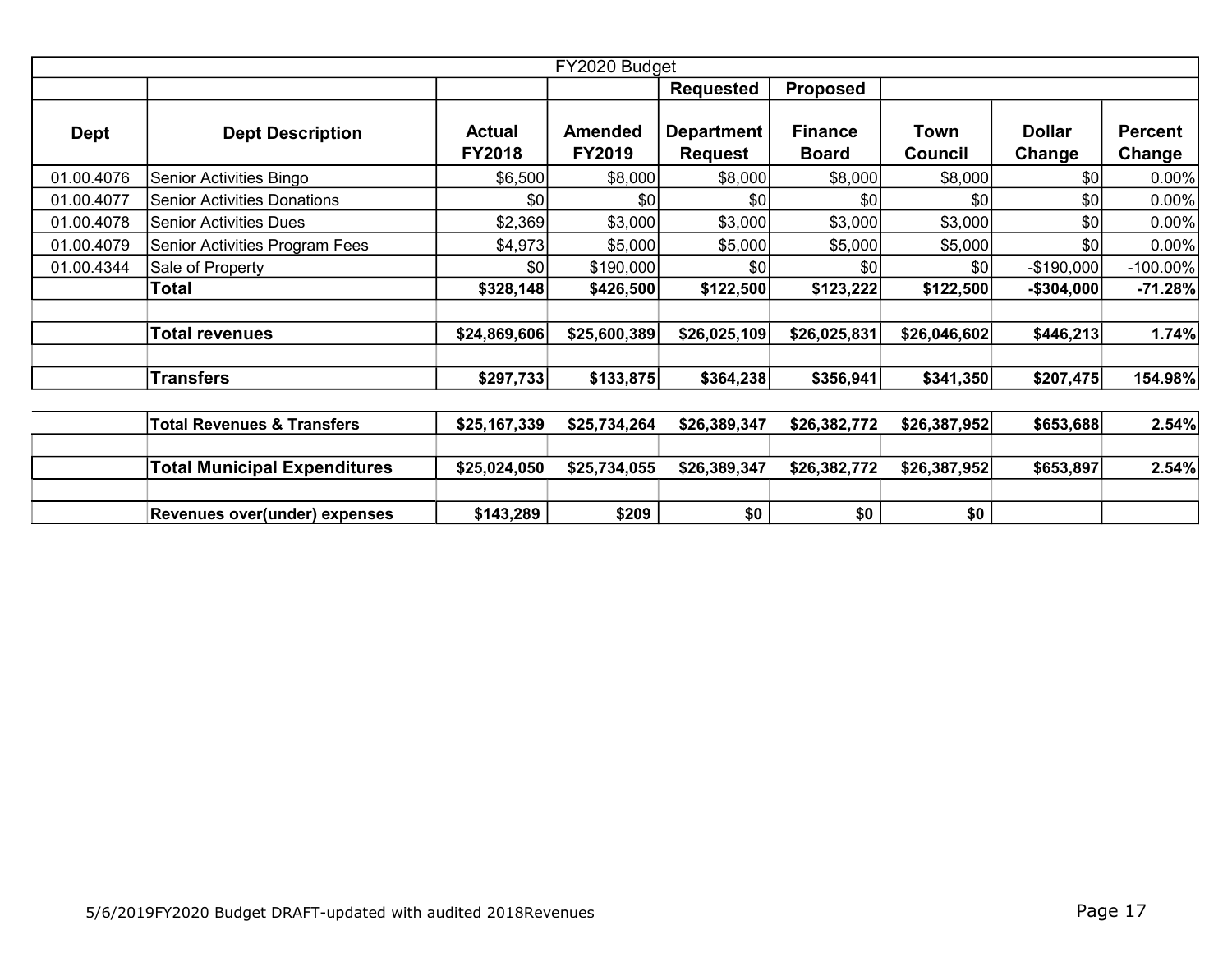| Dept | Dept Description | Actual FY2018 | Amended FY2019 | Requested Department Request | Proposed Finance Board | Town Council | Dollar Change | Percent Change |
|---|---|---|---|---|---|---|---|---|
| | | | FY2020 Budget | | | | | |
| 01.00.4076 | Senior Activities Bingo | $6,500 | $8,000 | $8,000 | $8,000 | $8,000 | $0 | 0.00% |
| 01.00.4077 | Senior Activities Donations | $0 | $0 | $0 | $0 | $0 | $0 | 0.00% |
| 01.00.4078 | Senior Activities Dues | $2,369 | $3,000 | $3,000 | $3,000 | $3,000 | $0 | 0.00% |
| 01.00.4079 | Senior Activities Program Fees | $4,973 | $5,000 | $5,000 | $5,000 | $5,000 | $0 | 0.00% |
| 01.00.4344 | Sale of Property | $0 | $190,000 | $0 | $0 | $0 | -$190,000 | -100.00% |
| | **Total** | **$328,148** | **$426,500** | **$122,500** | **$123,222** | **$122,500** | **-$304,000** | **-71.28%** |
| | | | | | | | | |
| | **Total revenues** | **$24,869,606** | **$25,600,389** | **$26,025,109** | **$26,025,831** | **$26,046,602** | **$446,213** | **1.74%** |
| | | | | | | | | |
| | **Transfers** | **$297,733** | **$133,875** | **$364,238** | **$356,941** | **$341,350** | **$207,475** | **154.98%** |
| | | | | | | | | |
| | **Total Revenues & Transfers** | **$25,167,339** | **$25,734,264** | **$26,389,347** | **$26,382,772** | **$26,387,952** | **$653,688** | **2.54%** |
| | | | | | | | | |
| | **Total Municipal Expenditures** | **$25,024,050** | **$25,734,055** | **$26,389,347** | **$26,382,772** | **$26,387,952** | **$653,897** | **2.54%** |
| | | | | | | | | |
| | **Revenues over(under) expenses** | **$143,289** | **$209** | **$0** | **$0** | **$0** | | |

5/6/2019FY2020 Budget DRAFT-updated with audited 2018Revenues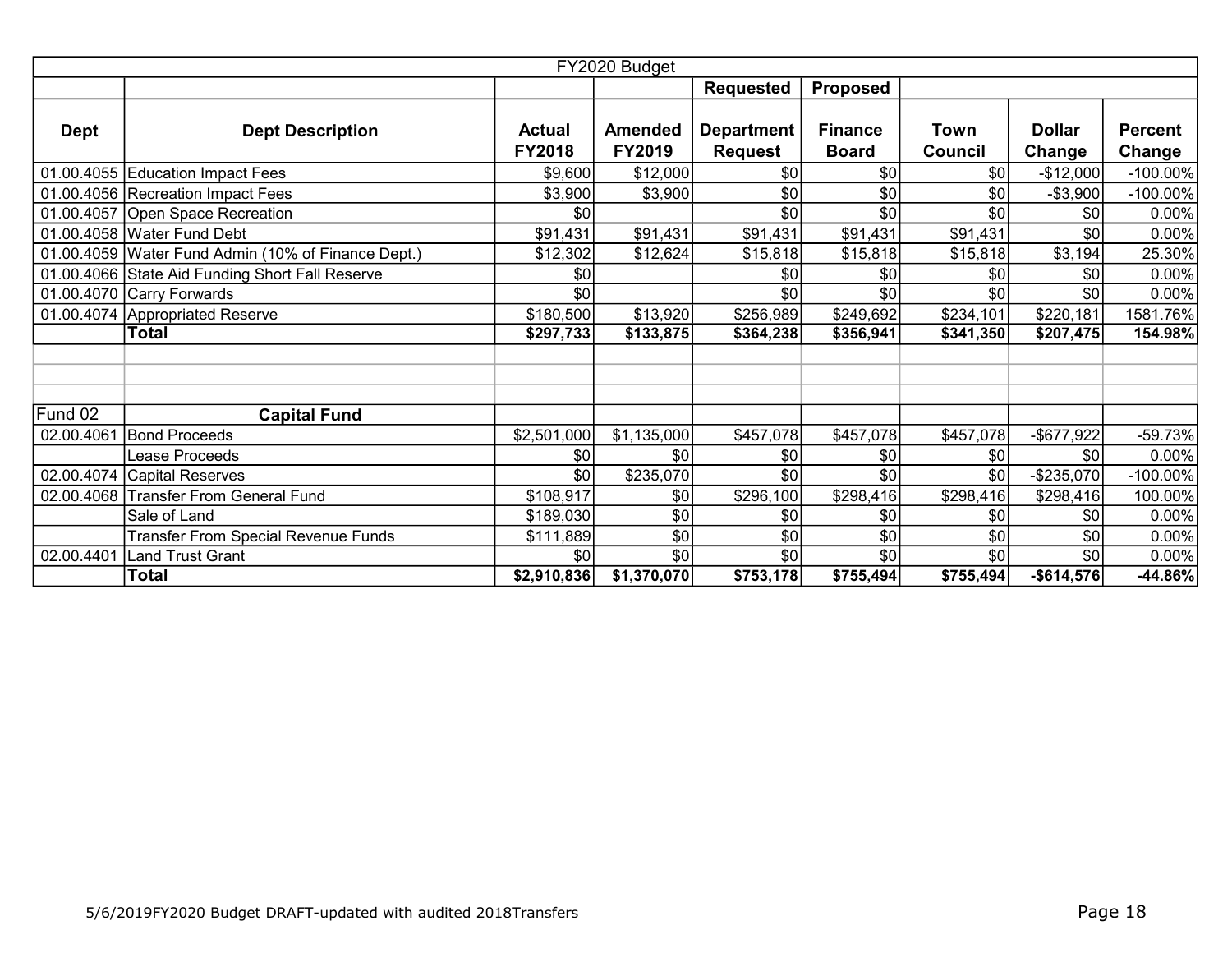| FY2020 Budget | | | | | | | | |
|---|---|---|---|---|---|---|---|---|
| | | | | **Requested** | **Proposed** | | | |
| **Dept** | **Dept Description** | **Actual FY2018** | **Amended FY2019** | **Department Request** | **Finance Board** | **Town Council** | **Dollar Change** | **Percent Change** |
| 01.00.4055 | Education Impact Fees | $9,600 | $12,000 | $0 | $0 | $0 | -$12,000 | -100.00% |
| 01.00.4056 | Recreation Impact Fees | $3,900 | $3,900 | $0 | $0 | $0 | -$3,900 | -100.00% |
| 01.00.4057 | Open Space Recreation | $0 | | $0 | $0 | $0 | $0 | 0.00% |
| 01.00.4058 | Water Fund Debt | $91,431 | $91,431 | $91,431 | $91,431 | $91,431 | $0 | 0.00% |
| 01.00.4059 | Water Fund Admin (10% of Finance Dept.) | $12,302 | $12,624 | $15,818 | $15,818 | $15,818 | $3,194 | 25.30% |
| 01.00.4066 | State Aid Funding Short Fall Reserve | $0 | | $0 | $0 | $0 | $0 | 0.00% |
| 01.00.4070 | Carry Forwards | $0 | | $0 | $0 | $0 | $0 | 0.00% |
| 01.00.4074 | Appropriated Reserve | $180,500 | $13,920 | $256,989 | $249,692 | $234,101 | $220,181 | 1581.76% |
| | **Total** | **$297,733** | **$133,875** | **$364,238** | **$356,941** | **$341,350** | **$207,475** | **154.98%** |
| | | | | | | | | |
| | | | | | | | | |
| | | | | | | | | |
| Fund 02 | **Capital Fund** | | | | | | | |
| 02.00.4061 | Bond Proceeds | $2,501,000 | $1,135,000 | $457,078 | $457,078 | $457,078 | -$677,922 | -59.73% |
| | Lease Proceeds | $0 | $0 | $0 | $0 | $0 | $0 | 0.00% |
| 02.00.4074 | Capital Reserves | $0 | $235,070 | $0 | $0 | $0 | -$235,070 | -100.00% |
| 02.00.4068 | Transfer From General Fund | $108,917 | $0 | $296,100 | $298,416 | $298,416 | $298,416 | 100.00% |
| | Sale of Land | $189,030 | $0 | $0 | $0 | $0 | $0 | 0.00% |
| | Transfer From Special Revenue Funds | $111,889 | $0 | $0 | $0 | $0 | $0 | 0.00% |
| 02.00.4401 | Land Trust Grant | $0 | $0 | $0 | $0 | $0 | $0 | 0.00% |
| | **Total** | **$2,910,836** | **$1,370,070** | **$753,178** | **$755,494** | **$755,494** | **-$614,576** | **-44.86%** |